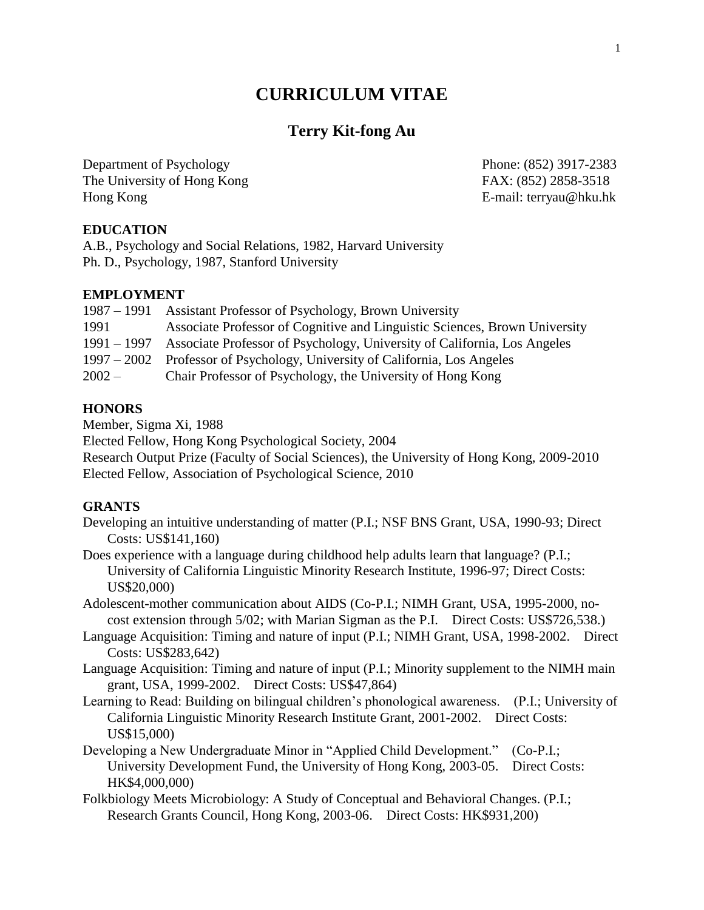# CURRICULUM VITAE

## Terry Kit-fong Au

Department of Psychology
The University of Hong Kong
Hong Kong

Phone: (852) 3917-2383
FAX: (852) 2858-3518
E-mail: terryau@hku.hk

### EDUCATION

A.B., Psychology and Social Relations, 1982, Harvard University
Ph. D., Psychology, 1987, Stanford University

### EMPLOYMENT

1987 – 1991 Assistant Professor of Psychology, Brown University
1991 Associate Professor of Cognitive and Linguistic Sciences, Brown University
1991 – 1997 Associate Professor of Psychology, University of California, Los Angeles
1997 – 2002 Professor of Psychology, University of California, Los Angeles
2002 – Chair Professor of Psychology, the University of Hong Kong

### HONORS

Member, Sigma Xi, 1988
Elected Fellow, Hong Kong Psychological Society, 2004
Research Output Prize (Faculty of Social Sciences), the University of Hong Kong, 2009-2010
Elected Fellow, Association of Psychological Science, 2010

### GRANTS

Developing an intuitive understanding of matter (P.I.; NSF BNS Grant, USA, 1990-93; Direct Costs: US$141,160)

Does experience with a language during childhood help adults learn that language? (P.I.; University of California Linguistic Minority Research Institute, 1996-97; Direct Costs: US$20,000)

Adolescent-mother communication about AIDS (Co-P.I.; NIMH Grant, USA, 1995-2000, no-cost extension through 5/02; with Marian Sigman as the P.I. Direct Costs: US$726,538.)

Language Acquisition: Timing and nature of input (P.I.; NIMH Grant, USA, 1998-2002. Direct Costs: US$283,642)

Language Acquisition: Timing and nature of input (P.I.; Minority supplement to the NIMH main grant, USA, 1999-2002. Direct Costs: US$47,864)

Learning to Read: Building on bilingual children's phonological awareness. (P.I.; University of California Linguistic Minority Research Institute Grant, 2001-2002. Direct Costs: US$15,000)

Developing a New Undergraduate Minor in "Applied Child Development." (Co-P.I.; University Development Fund, the University of Hong Kong, 2003-05. Direct Costs: HK$4,000,000)

Folkbiology Meets Microbiology: A Study of Conceptual and Behavioral Changes. (P.I.; Research Grants Council, Hong Kong, 2003-06. Direct Costs: HK$931,200)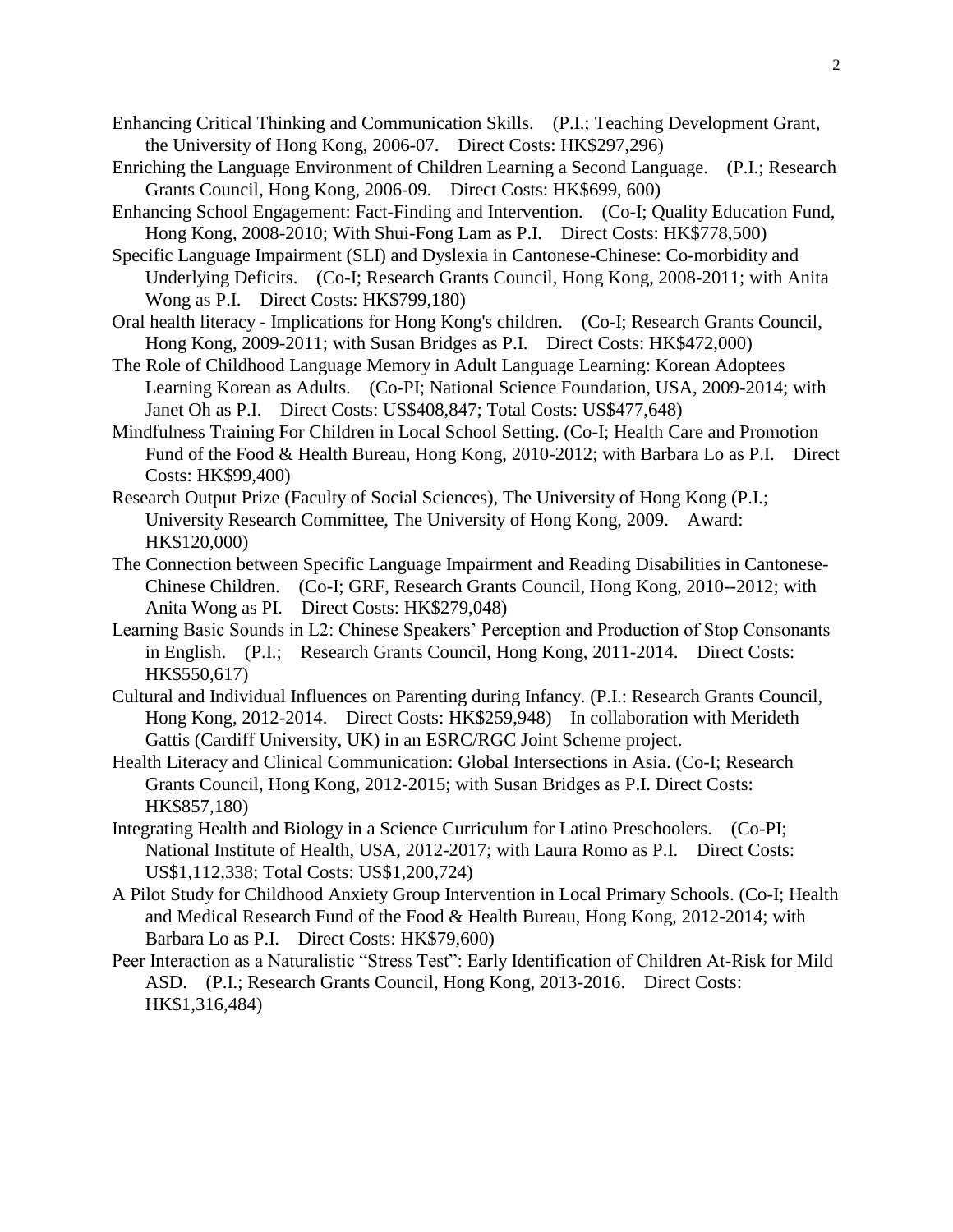Enhancing Critical Thinking and Communication Skills. (P.I.; Teaching Development Grant, the University of Hong Kong, 2006-07. Direct Costs: HK$297,296)

Enriching the Language Environment of Children Learning a Second Language. (P.I.; Research Grants Council, Hong Kong, 2006-09. Direct Costs: HK$699, 600)

Enhancing School Engagement: Fact-Finding and Intervention. (Co-I; Quality Education Fund, Hong Kong, 2008-2010; With Shui-Fong Lam as P.I. Direct Costs: HK$778,500)

Specific Language Impairment (SLI) and Dyslexia in Cantonese-Chinese: Co-morbidity and Underlying Deficits. (Co-I; Research Grants Council, Hong Kong, 2008-2011; with Anita Wong as P.I. Direct Costs: HK$799,180)

Oral health literacy - Implications for Hong Kong's children. (Co-I; Research Grants Council, Hong Kong, 2009-2011; with Susan Bridges as P.I. Direct Costs: HK$472,000)

The Role of Childhood Language Memory in Adult Language Learning: Korean Adoptees Learning Korean as Adults. (Co-PI; National Science Foundation, USA, 2009-2014; with Janet Oh as P.I. Direct Costs: US$408,847; Total Costs: US$477,648)

Mindfulness Training For Children in Local School Setting. (Co-I; Health Care and Promotion Fund of the Food & Health Bureau, Hong Kong, 2010-2012; with Barbara Lo as P.I. Direct Costs: HK$99,400)

Research Output Prize (Faculty of Social Sciences), The University of Hong Kong (P.I.; University Research Committee, The University of Hong Kong, 2009. Award: HK$120,000)

The Connection between Specific Language Impairment and Reading Disabilities in Cantonese-Chinese Children. (Co-I; GRF, Research Grants Council, Hong Kong, 2010--2012; with Anita Wong as PI. Direct Costs: HK$279,048)

Learning Basic Sounds in L2: Chinese Speakers' Perception and Production of Stop Consonants in English. (P.I.; Research Grants Council, Hong Kong, 2011-2014. Direct Costs: HK$550,617)

Cultural and Individual Influences on Parenting during Infancy. (P.I.: Research Grants Council, Hong Kong, 2012-2014. Direct Costs: HK$259,948) In collaboration with Merideth Gattis (Cardiff University, UK) in an ESRC/RGC Joint Scheme project.

Health Literacy and Clinical Communication: Global Intersections in Asia. (Co-I; Research Grants Council, Hong Kong, 2012-2015; with Susan Bridges as P.I. Direct Costs: HK$857,180)

Integrating Health and Biology in a Science Curriculum for Latino Preschoolers. (Co-PI; National Institute of Health, USA, 2012-2017; with Laura Romo as P.I. Direct Costs: US$1,112,338; Total Costs: US$1,200,724)

A Pilot Study for Childhood Anxiety Group Intervention in Local Primary Schools. (Co-I; Health and Medical Research Fund of the Food & Health Bureau, Hong Kong, 2012-2014; with Barbara Lo as P.I. Direct Costs: HK$79,600)

Peer Interaction as a Naturalistic "Stress Test": Early Identification of Children At-Risk for Mild ASD. (P.I.; Research Grants Council, Hong Kong, 2013-2016. Direct Costs: HK$1,316,484)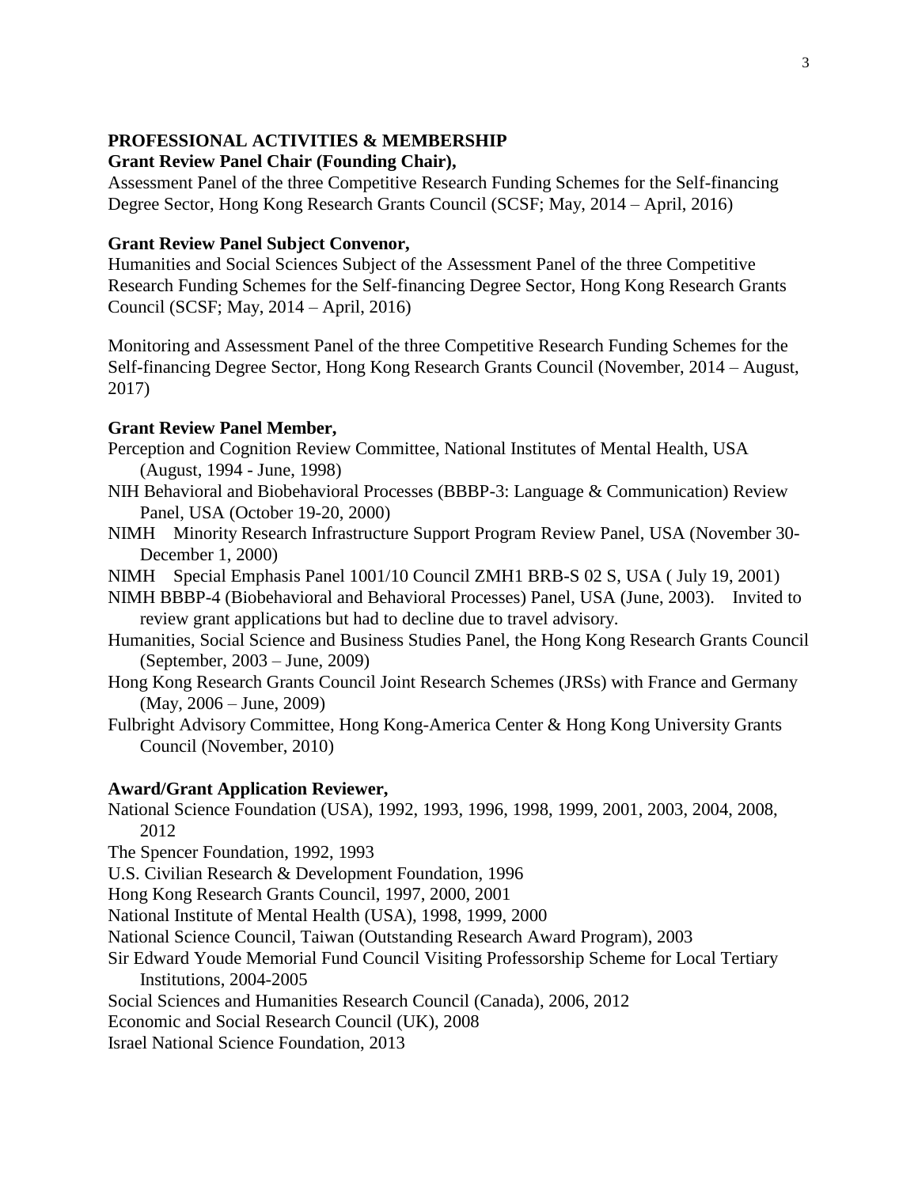## PROFESSIONAL ACTIVITIES & MEMBERSHIP

**Grant Review Panel Chair (Founding Chair),**

Assessment Panel of the three Competitive Research Funding Schemes for the Self-financing Degree Sector, Hong Kong Research Grants Council (SCSF; May, 2014 – April, 2016)

**Grant Review Panel Subject Convenor,**

Humanities and Social Sciences Subject of the Assessment Panel of the three Competitive Research Funding Schemes for the Self-financing Degree Sector, Hong Kong Research Grants Council (SCSF; May, 2014 – April, 2016)

Monitoring and Assessment Panel of the three Competitive Research Funding Schemes for the Self-financing Degree Sector, Hong Kong Research Grants Council (November, 2014 – August, 2017)

**Grant Review Panel Member,**

Perception and Cognition Review Committee, National Institutes of Mental Health, USA (August, 1994 - June, 1998)

NIH Behavioral and Biobehavioral Processes (BBBP-3: Language & Communication) Review Panel, USA (October 19-20, 2000)

NIMH Minority Research Infrastructure Support Program Review Panel, USA (November 30-December 1, 2000)

NIMH Special Emphasis Panel 1001/10 Council ZMH1 BRB-S 02 S, USA ( July 19, 2001)

NIMH BBBP-4 (Biobehavioral and Behavioral Processes) Panel, USA (June, 2003). Invited to review grant applications but had to decline due to travel advisory.

Humanities, Social Science and Business Studies Panel, the Hong Kong Research Grants Council (September, 2003 – June, 2009)

Hong Kong Research Grants Council Joint Research Schemes (JRSs) with France and Germany (May, 2006 – June, 2009)

Fulbright Advisory Committee, Hong Kong-America Center & Hong Kong University Grants Council (November, 2010)

**Award/Grant Application Reviewer,**

National Science Foundation (USA), 1992, 1993, 1996, 1998, 1999, 2001, 2003, 2004, 2008, 2012

The Spencer Foundation, 1992, 1993

U.S. Civilian Research & Development Foundation, 1996

Hong Kong Research Grants Council, 1997, 2000, 2001

National Institute of Mental Health (USA), 1998, 1999, 2000

National Science Council, Taiwan (Outstanding Research Award Program), 2003

Sir Edward Youde Memorial Fund Council Visiting Professorship Scheme for Local Tertiary Institutions, 2004-2005

Social Sciences and Humanities Research Council (Canada), 2006, 2012

Economic and Social Research Council (UK), 2008

Israel National Science Foundation, 2013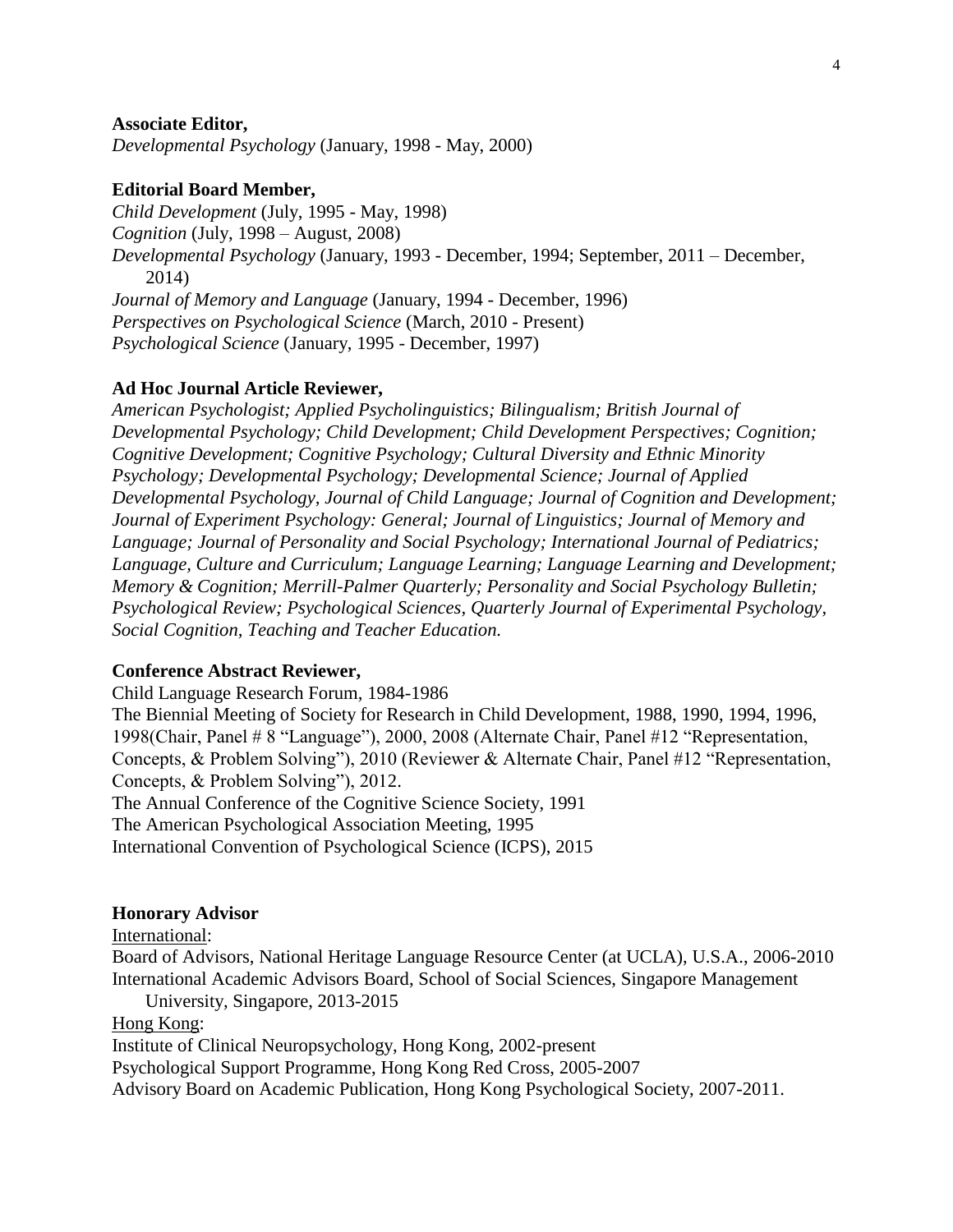**Associate Editor,**
*Developmental Psychology* (January, 1998 - May, 2000)

**Editorial Board Member,**
*Child Development* (July, 1995 - May, 1998)
*Cognition* (July, 1998 – August, 2008)
*Developmental Psychology* (January, 1993 - December, 1994; September, 2011 – December, 2014)
*Journal of Memory and Language* (January, 1994 - December, 1996)
*Perspectives on Psychological Science* (March, 2010 - Present)
*Psychological Science* (January, 1995 - December, 1997)

**Ad Hoc Journal Article Reviewer,**
*American Psychologist; Applied Psycholinguistics; Bilingualism; British Journal of Developmental Psychology; Child Development; Child Development Perspectives; Cognition; Cognitive Development; Cognitive Psychology; Cultural Diversity and Ethnic Minority Psychology; Developmental Psychology; Developmental Science; Journal of Applied Developmental Psychology, Journal of Child Language; Journal of Cognition and Development; Journal of Experiment Psychology: General; Journal of Linguistics; Journal of Memory and Language; Journal of Personality and Social Psychology; International Journal of Pediatrics; Language, Culture and Curriculum; Language Learning; Language Learning and Development; Memory & Cognition; Merrill-Palmer Quarterly; Personality and Social Psychology Bulletin; Psychological Review; Psychological Sciences, Quarterly Journal of Experimental Psychology, Social Cognition, Teaching and Teacher Education.*

**Conference Abstract Reviewer,**
Child Language Research Forum, 1984-1986
The Biennial Meeting of Society for Research in Child Development, 1988, 1990, 1994, 1996, 1998(Chair, Panel # 8 "Language"), 2000, 2008 (Alternate Chair, Panel #12 "Representation, Concepts, & Problem Solving"), 2010 (Reviewer & Alternate Chair, Panel #12 "Representation, Concepts, & Problem Solving"), 2012.
The Annual Conference of the Cognitive Science Society, 1991
The American Psychological Association Meeting, 1995
International Convention of Psychological Science (ICPS), 2015

**Honorary Advisor**
<u>International</u>:
Board of Advisors, National Heritage Language Resource Center (at UCLA), U.S.A., 2006-2010
International Academic Advisors Board, School of Social Sciences, Singapore Management University, Singapore, 2013-2015
<u>Hong Kong</u>:
Institute of Clinical Neuropsychology, Hong Kong, 2002-present
Psychological Support Programme, Hong Kong Red Cross, 2005-2007
Advisory Board on Academic Publication, Hong Kong Psychological Society, 2007-2011.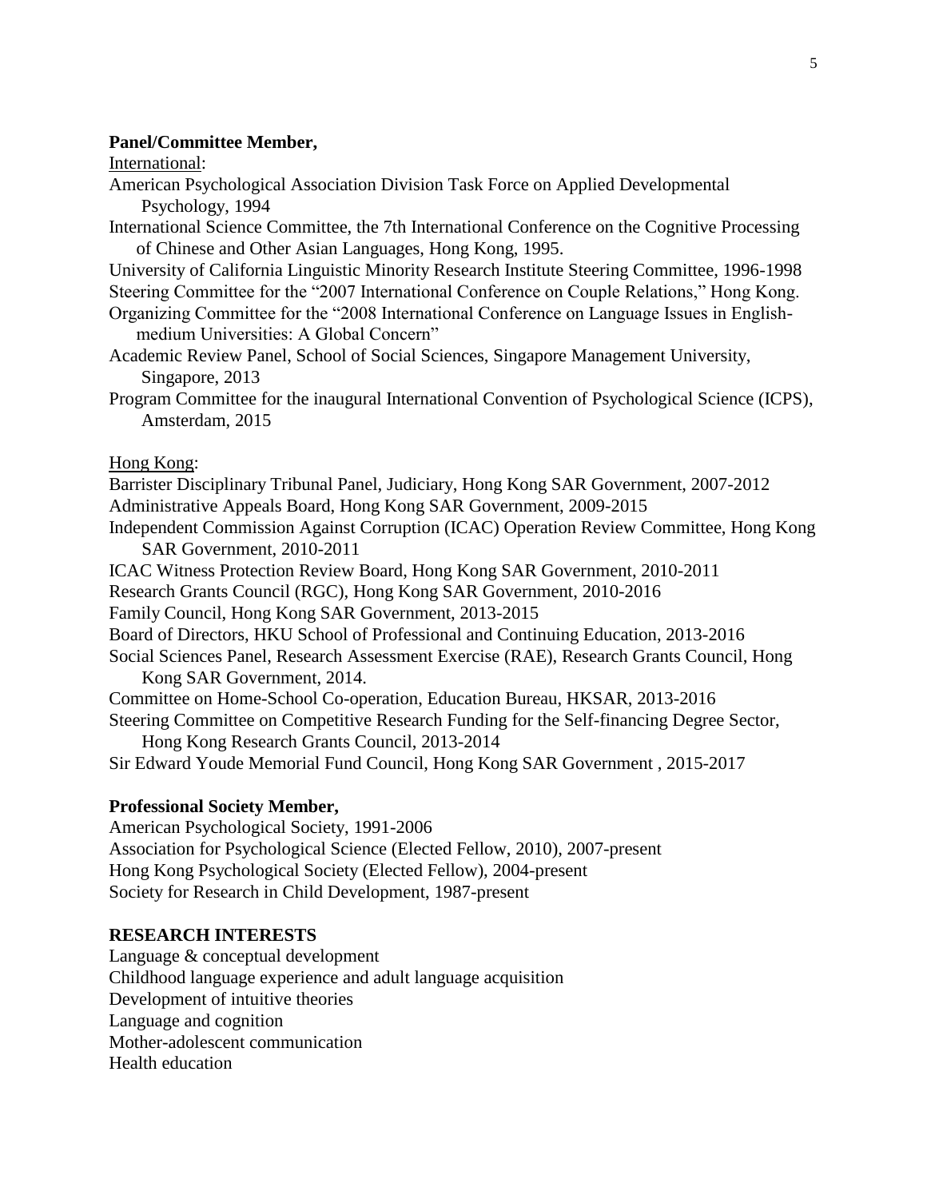**Panel/Committee Member,**

International:

American Psychological Association Division Task Force on Applied Developmental Psychology, 1994

International Science Committee, the 7th International Conference on the Cognitive Processing of Chinese and Other Asian Languages, Hong Kong, 1995.

University of California Linguistic Minority Research Institute Steering Committee, 1996-1998

Steering Committee for the "2007 International Conference on Couple Relations," Hong Kong.

Organizing Committee for the "2008 International Conference on Language Issues in English-medium Universities: A Global Concern"

Academic Review Panel, School of Social Sciences, Singapore Management University, Singapore, 2013

Program Committee for the inaugural International Convention of Psychological Science (ICPS), Amsterdam, 2015

Hong Kong:

Barrister Disciplinary Tribunal Panel, Judiciary, Hong Kong SAR Government, 2007-2012

Administrative Appeals Board, Hong Kong SAR Government, 2009-2015

Independent Commission Against Corruption (ICAC) Operation Review Committee, Hong Kong SAR Government, 2010-2011

ICAC Witness Protection Review Board, Hong Kong SAR Government, 2010-2011

Research Grants Council (RGC), Hong Kong SAR Government, 2010-2016

Family Council, Hong Kong SAR Government, 2013-2015

Board of Directors, HKU School of Professional and Continuing Education, 2013-2016

Social Sciences Panel, Research Assessment Exercise (RAE), Research Grants Council, Hong Kong SAR Government, 2014.

Committee on Home-School Co-operation, Education Bureau, HKSAR, 2013-2016

Steering Committee on Competitive Research Funding for the Self-financing Degree Sector, Hong Kong Research Grants Council, 2013-2014

Sir Edward Youde Memorial Fund Council, Hong Kong SAR Government , 2015-2017

**Professional Society Member,**

American Psychological Society, 1991-2006

Association for Psychological Science (Elected Fellow, 2010), 2007-present

Hong Kong Psychological Society (Elected Fellow), 2004-present

Society for Research in Child Development, 1987-present

**RESEARCH INTERESTS**

Language & conceptual development

Childhood language experience and adult language acquisition

Development of intuitive theories

Language and cognition

Mother-adolescent communication

Health education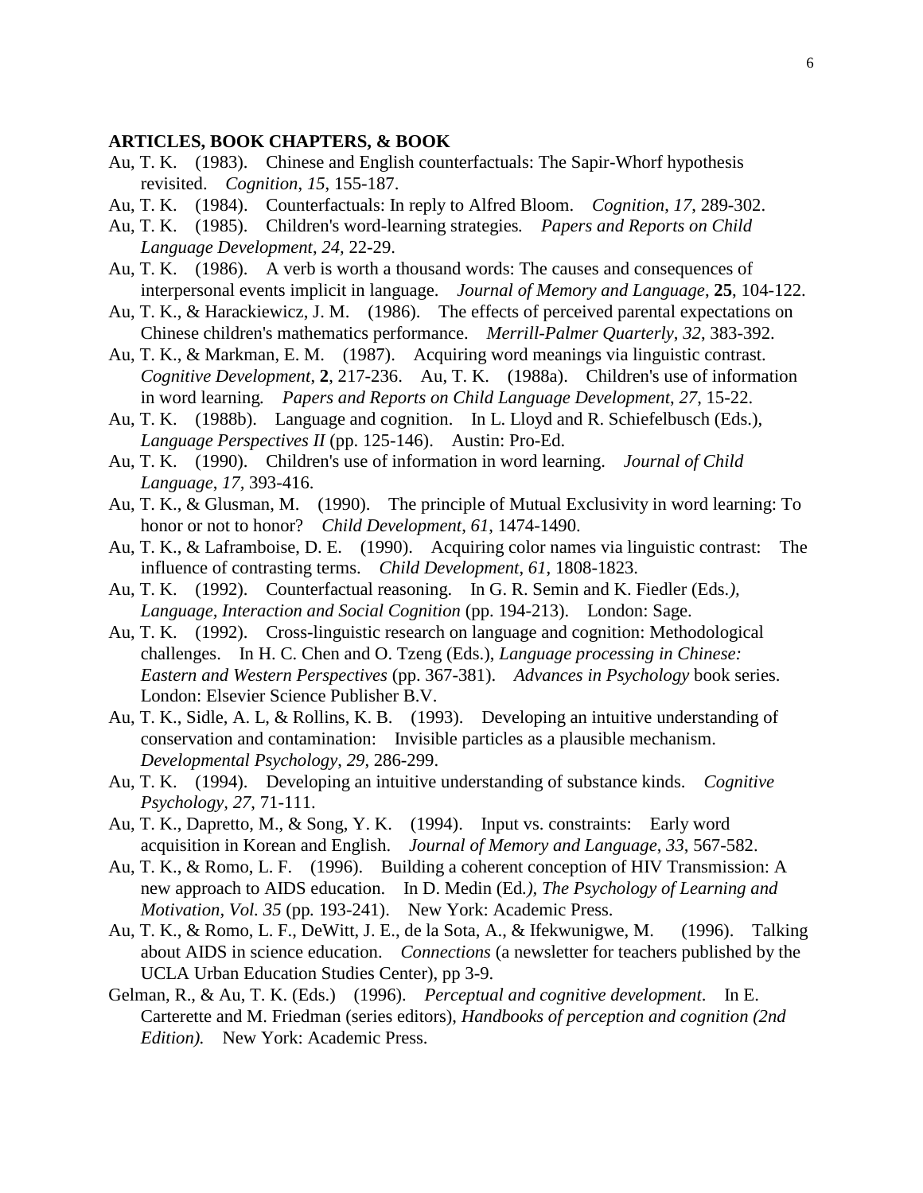**ARTICLES, BOOK CHAPTERS, & BOOK**

Au, T. K. (1983). Chinese and English counterfactuals: The Sapir-Whorf hypothesis revisited. *Cognition*, *15*, 155-187.

Au, T. K. (1984). Counterfactuals: In reply to Alfred Bloom. *Cognition*, *17*, 289-302.

Au, T. K. (1985). Children's word-learning strategies. *Papers and Reports on Child Language Development*, *24,* 22-29.

Au, T. K. (1986). A verb is worth a thousand words: The causes and consequences of interpersonal events implicit in language. *Journal of Memory and Language*, **25**, 104-122.

Au, T. K., & Harackiewicz, J. M. (1986). The effects of perceived parental expectations on Chinese children's mathematics performance. *Merrill-Palmer Quarterly*, *32*, 383-392.

Au, T. K., & Markman, E. M. (1987). Acquiring word meanings via linguistic contrast. *Cognitive Development*, **2**, 217-236. Au, T. K. (1988a). Children's use of information in word learning. *Papers and Reports on Child Language Development*, *27*, 15-22.

Au, T. K. (1988b). Language and cognition. In L. Lloyd and R. Schiefelbusch (Eds.), *Language Perspectives II* (pp. 125-146). Austin: Pro-Ed.

Au, T. K. (1990). Children's use of information in word learning. *Journal of Child Language*, *17,* 393-416.

Au, T. K., & Glusman, M. (1990). The principle of Mutual Exclusivity in word learning: To honor or not to honor? *Child Development*, *61*, 1474-1490.

Au, T. K., & Laframboise, D. E. (1990). Acquiring color names via linguistic contrast: The influence of contrasting terms. *Child Development*, *61*, 1808-1823.

Au, T. K. (1992). Counterfactual reasoning. In G. R. Semin and K. Fiedler (Eds.*), Language, Interaction and Social Cognition* (pp. 194-213). London: Sage.

Au, T. K. (1992). Cross-linguistic research on language and cognition: Methodological challenges. In H. C. Chen and O. Tzeng (Eds.), *Language processing in Chinese: Eastern and Western Perspectives* (pp. 367-381). *Advances in Psychology* book series. London: Elsevier Science Publisher B.V.

Au, T. K., Sidle, A. L, & Rollins, K. B. (1993). Developing an intuitive understanding of conservation and contamination: Invisible particles as a plausible mechanism. *Developmental Psychology*, *29*, 286-299.

Au, T. K. (1994). Developing an intuitive understanding of substance kinds. *Cognitive Psychology, 27*, 71-111.

Au, T. K., Dapretto, M., & Song, Y. K. (1994). Input vs. constraints: Early word acquisition in Korean and English. *Journal of Memory and Language*, *33*, 567-582.

Au, T. K., & Romo, L. F. (1996). Building a coherent conception of HIV Transmission: A new approach to AIDS education. In D. Medin (Ed.*), The Psychology of Learning and Motivation*, *Vol. 35* (pp. 193-241). New York: Academic Press.

Au, T. K., & Romo, L. F., DeWitt, J. E., de la Sota, A., & Ifekwunigwe, M. (1996). Talking about AIDS in science education. *Connections* (a newsletter for teachers published by the UCLA Urban Education Studies Center), pp 3-9.

Gelman, R., & Au, T. K. (Eds.) (1996). *Perceptual and cognitive development*. In E. Carterette and M. Friedman (series editors), *Handbooks of perception and cognition (2nd Edition).* New York: Academic Press.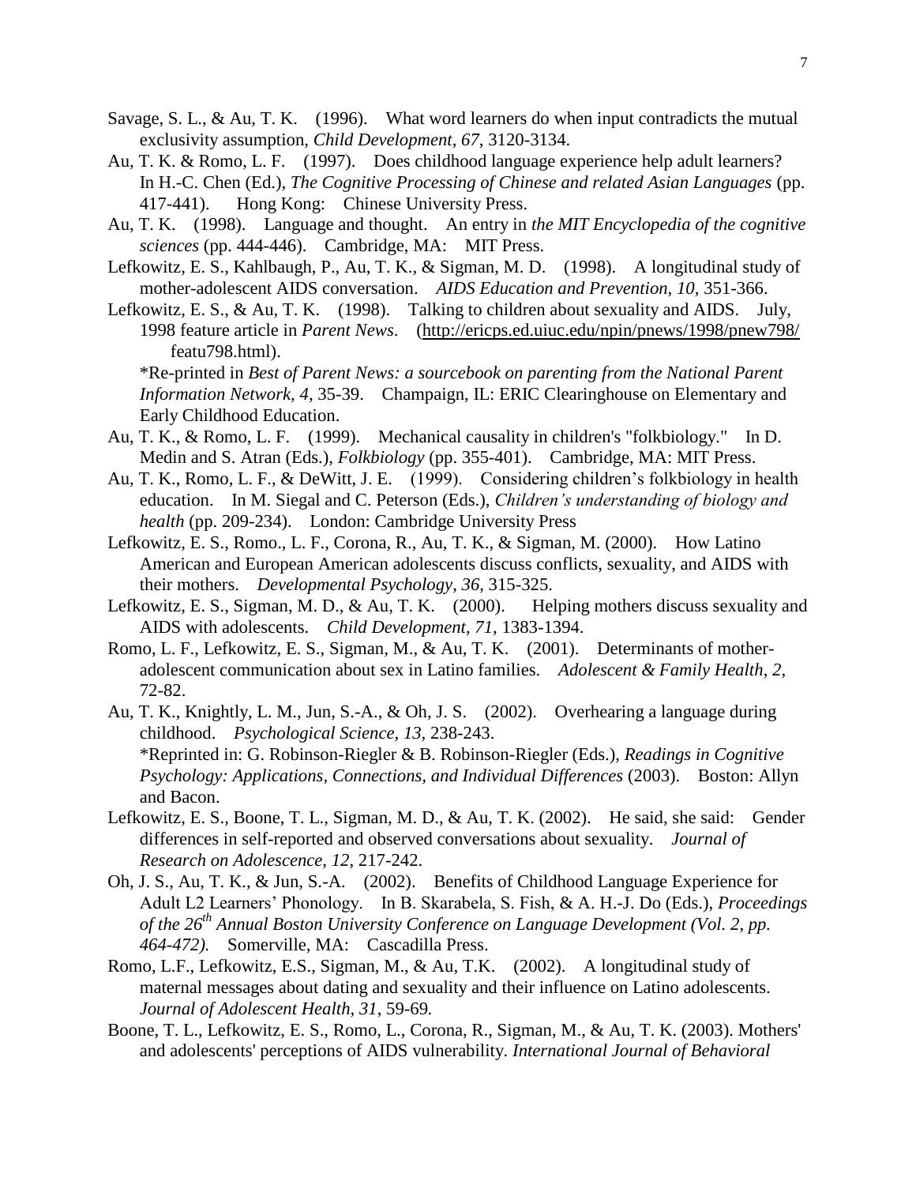Savage, S. L., & Au, T. K. (1996). What word learners do when input contradicts the mutual exclusivity assumption, *Child Development*, *67*, 3120-3134.

Au, T. K. & Romo, L. F. (1997). Does childhood language experience help adult learners? In H.-C. Chen (Ed.), *The Cognitive Processing of Chinese and related Asian Languages* (pp. 417-441). Hong Kong: Chinese University Press.

Au, T. K. (1998). Language and thought. An entry in *the MIT Encyclopedia of the cognitive sciences* (pp. 444-446). Cambridge, MA: MIT Press.

Lefkowitz, E. S., Kahlbaugh, P., Au, T. K., & Sigman, M. D. (1998). A longitudinal study of mother-adolescent AIDS conversation. *AIDS Education and Prevention, 10,* 351-366.

Lefkowitz, E. S., & Au, T. K. (1998). Talking to children about sexuality and AIDS. July, 1998 feature article in *Parent News*. (http://ericps.ed.uiuc.edu/npin/pnews/1998/pnew798/featu798.html).
*Re-printed in *Best of Parent News: a sourcebook on parenting from the National Parent Information Network, 4*, 35-39. Champaign, IL: ERIC Clearinghouse on Elementary and Early Childhood Education.

Au, T. K., & Romo, L. F. (1999). Mechanical causality in children's "folkbiology." In D. Medin and S. Atran (Eds.), *Folkbiology* (pp. 355-401). Cambridge, MA: MIT Press.

Au, T. K., Romo, L. F., & DeWitt, J. E. (1999). Considering children's folkbiology in health education. In M. Siegal and C. Peterson (Eds.), *Children's understanding of biology and health* (pp. 209-234). London: Cambridge University Press

Lefkowitz, E. S., Romo., L. F., Corona, R., Au, T. K., & Sigman, M. (2000). How Latino American and European American adolescents discuss conflicts, sexuality, and AIDS with their mothers. *Developmental Psychology*, *36*, 315-325.

Lefkowitz, E. S., Sigman, M. D., & Au, T. K. (2000). Helping mothers discuss sexuality and AIDS with adolescents. *Child Development*, *71*, 1383-1394.

Romo, L. F., Lefkowitz, E. S., Sigman, M., & Au, T. K. (2001). Determinants of mother-adolescent communication about sex in Latino families. *Adolescent & Family Health*, *2*, 72-82.

Au, T. K., Knightly, L. M., Jun, S.-A., & Oh, J. S. (2002). Overhearing a language during childhood. *Psychological Science, 13*, 238-243.
*Reprinted in: G. Robinson-Riegler & B. Robinson-Riegler (Eds.), *Readings in Cognitive Psychology: Applications, Connections, and Individual Differences* (2003). Boston: Allyn and Bacon.

Lefkowitz, E. S., Boone, T. L., Sigman, M. D., & Au, T. K. (2002). He said, she said: Gender differences in self-reported and observed conversations about sexuality. *Journal of Research on Adolescence, 12*, 217-242.

Oh, J. S., Au, T. K., & Jun, S.-A. (2002). Benefits of Childhood Language Experience for Adult L2 Learners' Phonology. In B. Skarabela, S. Fish, & A. H.-J. Do (Eds.), *Proceedings of the 26th Annual Boston University Conference on Language Development (Vol. 2, pp. 464-472).* Somerville, MA: Cascadilla Press.

Romo, L.F., Lefkowitz, E.S., Sigman, M., & Au, T.K. (2002). A longitudinal study of maternal messages about dating and sexuality and their influence on Latino adolescents. *Journal of Adolescent Health, 31*, 59-69.

Boone, T. L., Lefkowitz, E. S., Romo, L., Corona, R., Sigman, M., & Au, T. K. (2003). Mothers' and adolescents' perceptions of AIDS vulnerability. *International Journal of Behavioral*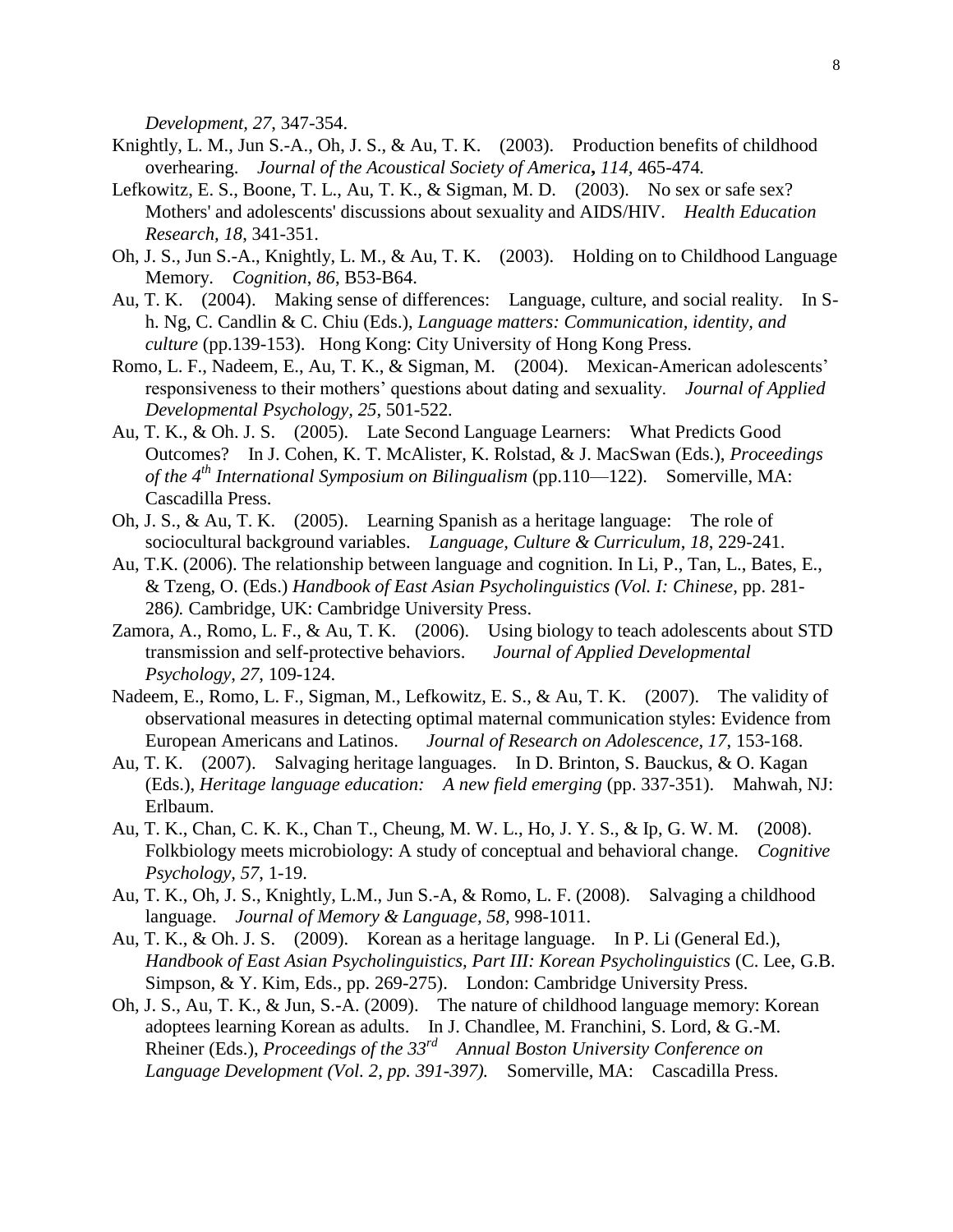*Development, 27*, 347-354.

Knightly, L. M., Jun S.-A., Oh, J. S., & Au, T. K. (2003). Production benefits of childhood overhearing. *Journal of the Acoustical Society of America***,** *114*, 465-474*.*

Lefkowitz, E. S., Boone, T. L., Au, T. K., & Sigman, M. D. (2003). No sex or safe sex? Mothers' and adolescents' discussions about sexuality and AIDS/HIV. *Health Education Research*, *18*, 341-351.

Oh, J. S., Jun S.-A., Knightly, L. M., & Au, T. K. (2003). Holding on to Childhood Language Memory. *Cognition*, *86*, B53-B64.

Au, T. K. (2004). Making sense of differences: Language, culture, and social reality. In S-h. Ng, C. Candlin & C. Chiu (Eds.), *Language matters: Communication, identity, and culture* (pp.139-153). Hong Kong: City University of Hong Kong Press.

Romo, L. F., Nadeem, E., Au, T. K., & Sigman, M. (2004). Mexican-American adolescents' responsiveness to their mothers' questions about dating and sexuality. *Journal of Applied Developmental Psychology, 25*, 501-522.

Au, T. K., & Oh. J. S. (2005). Late Second Language Learners: What Predicts Good Outcomes? In J. Cohen, K. T. McAlister, K. Rolstad, & J. MacSwan (Eds.), *Proceedings of the 4th International Symposium on Bilingualism* (pp.110—122). Somerville, MA: Cascadilla Press.

Oh, J. S., & Au, T. K. (2005). Learning Spanish as a heritage language: The role of sociocultural background variables. *Language, Culture & Curriculum*, *18*, 229-241.

Au, T.K. (2006). The relationship between language and cognition. In Li, P., Tan, L., Bates, E., & Tzeng, O. (Eds.) *Handbook of East Asian Psycholinguistics (Vol. I: Chinese*, pp. 281-286*).* Cambridge, UK: Cambridge University Press.

Zamora, A., Romo, L. F., & Au, T. K. (2006). Using biology to teach adolescents about STD transmission and self-protective behaviors. *Journal of Applied Developmental Psychology*, *27*, 109-124.

Nadeem, E., Romo, L. F., Sigman, M., Lefkowitz, E. S., & Au, T. K. (2007). The validity of observational measures in detecting optimal maternal communication styles: Evidence from European Americans and Latinos. *Journal of Research on Adolescence, 17*, 153-168.

Au, T. K. (2007). Salvaging heritage languages. In D. Brinton, S. Bauckus, & O. Kagan (Eds.), *Heritage language education: A new field emerging* (pp. 337-351). Mahwah, NJ: Erlbaum.

Au, T. K., Chan, C. K. K., Chan T., Cheung, M. W. L., Ho, J. Y. S., & Ip, G. W. M. (2008). Folkbiology meets microbiology: A study of conceptual and behavioral change. *Cognitive Psychology, 57*, 1-19.

Au, T. K., Oh, J. S., Knightly, L.M., Jun S.-A, & Romo, L. F. (2008). Salvaging a childhood language. *Journal of Memory & Language, 58*, 998-1011.

Au, T. K., & Oh. J. S. (2009). Korean as a heritage language. In P. Li (General Ed.), *Handbook of East Asian Psycholinguistics, Part III: Korean Psycholinguistics* (C. Lee, G.B. Simpson, & Y. Kim, Eds., pp. 269-275). London: Cambridge University Press.

Oh, J. S., Au, T. K., & Jun, S.-A. (2009). The nature of childhood language memory: Korean adoptees learning Korean as adults. In J. Chandlee, M. Franchini, S. Lord, & G.-M. Rheiner (Eds.), *Proceedings of the 33rd Annual Boston University Conference on Language Development (Vol. 2, pp. 391-397).* Somerville, MA: Cascadilla Press.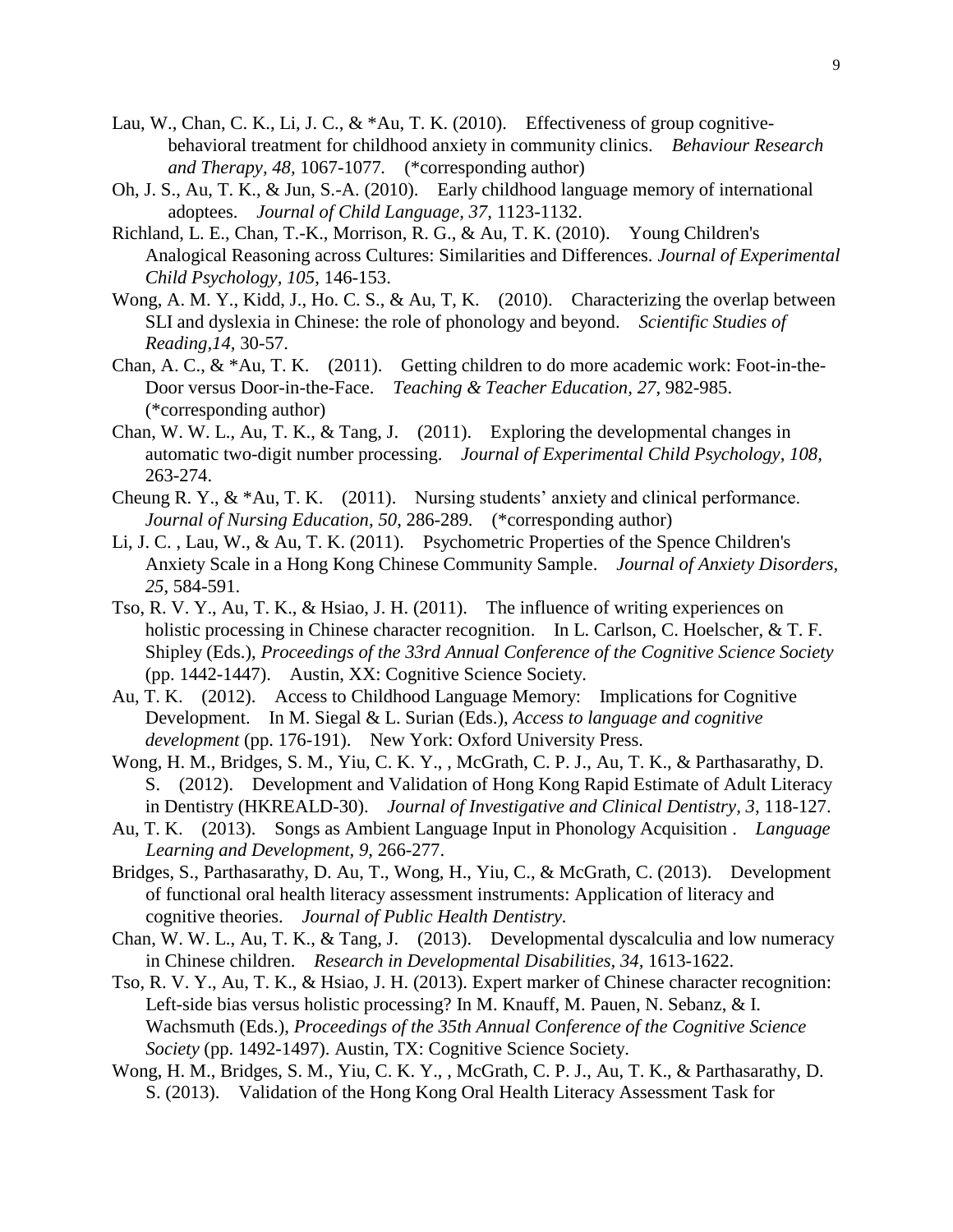Lau, W., Chan, C. K., Li, J. C., & *Au, T. K. (2010). Effectiveness of group cognitive-behavioral treatment for childhood anxiety in community clinics. *Behaviour Research and Therapy, 48,* 1067-1077. (*corresponding author)

Oh, J. S., Au, T. K., & Jun, S.-A. (2010). Early childhood language memory of international adoptees. *Journal of Child Language, 37,* 1123-1132.

Richland, L. E., Chan, T.-K., Morrison, R. G., & Au, T. K. (2010). Young Children's Analogical Reasoning across Cultures: Similarities and Differences. *Journal of Experimental Child Psychology, 105*, 146-153.

Wong, A. M. Y., Kidd, J., Ho. C. S., & Au, T, K. (2010). Characterizing the overlap between SLI and dyslexia in Chinese: the role of phonology and beyond. *Scientific Studies of Reading,14,* 30-57.

Chan, A. C., & *Au, T. K. (2011). Getting children to do more academic work: Foot-in-the-Door versus Door-in-the-Face. *Teaching & Teacher Education, 27*, 982-985. (*corresponding author)

Chan, W. W. L., Au, T. K., & Tang, J. (2011). Exploring the developmental changes in automatic two-digit number processing. *Journal of Experimental Child Psychology, 108,* 263-274.

Cheung R. Y., & *Au, T. K. (2011). Nursing students' anxiety and clinical performance. *Journal of Nursing Education, 50*, 286-289. (*corresponding author)

Li, J. C. , Lau, W., & Au, T. K. (2011). Psychometric Properties of the Spence Children's Anxiety Scale in a Hong Kong Chinese Community Sample. *Journal of Anxiety Disorders, 25*, 584-591.

Tso, R. V. Y., Au, T. K., & Hsiao, J. H. (2011). The influence of writing experiences on holistic processing in Chinese character recognition. In L. Carlson, C. Hoelscher, & T. F. Shipley (Eds.), *Proceedings of the 33rd Annual Conference of the Cognitive Science Society* (pp. 1442-1447). Austin, XX: Cognitive Science Society.

Au, T. K. (2012). Access to Childhood Language Memory: Implications for Cognitive Development. In M. Siegal & L. Surian (Eds.), *Access to language and cognitive development* (pp. 176-191). New York: Oxford University Press.

Wong, H. M., Bridges, S. M., Yiu, C. K. Y., , McGrath, C. P. J., Au, T. K., & Parthasarathy, D. S. (2012). Development and Validation of Hong Kong Rapid Estimate of Adult Literacy in Dentistry (HKREALD-30). *Journal of Investigative and Clinical Dentistry, 3,* 118-127.

Au, T. K. (2013). Songs as Ambient Language Input in Phonology Acquisition . *Language Learning and Development, 9,* 266-277.

Bridges, S., Parthasarathy, D. Au, T., Wong, H., Yiu, C., & McGrath, C. (2013). Development of functional oral health literacy assessment instruments: Application of literacy and cognitive theories. *Journal of Public Health Dentistry.*

Chan, W. W. L., Au, T. K., & Tang, J. (2013). Developmental dyscalculia and low numeracy in Chinese children. *Research in Developmental Disabilities, 34,* 1613-1622.

Tso, R. V. Y., Au, T. K., & Hsiao, J. H. (2013). Expert marker of Chinese character recognition: Left-side bias versus holistic processing? In M. Knauff, M. Pauen, N. Sebanz, & I. Wachsmuth (Eds.), *Proceedings of the 35th Annual Conference of the Cognitive Science Society* (pp. 1492-1497). Austin, TX: Cognitive Science Society.

Wong, H. M., Bridges, S. M., Yiu, C. K. Y., , McGrath, C. P. J., Au, T. K., & Parthasarathy, D. S. (2013). Validation of the Hong Kong Oral Health Literacy Assessment Task for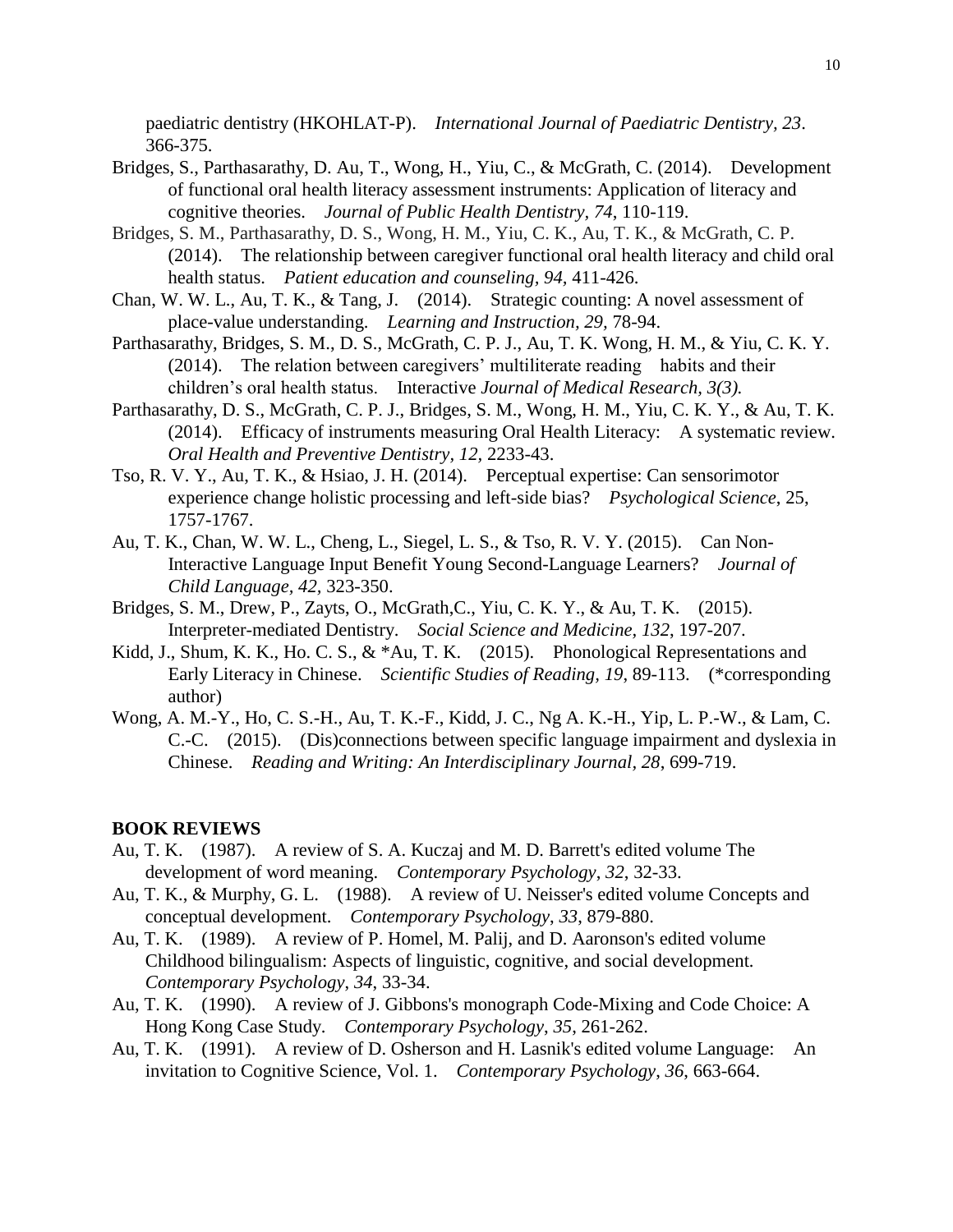paediatric dentistry (HKOHLAT-P). *International Journal of Paediatric Dentistry, 23*. 366-375.

Bridges, S., Parthasarathy, D. Au, T., Wong, H., Yiu, C., & McGrath, C. (2014). Development of functional oral health literacy assessment instruments: Application of literacy and cognitive theories. *Journal of Public Health Dentistry, 74*, 110-119.

Bridges, S. M., Parthasarathy, D. S., Wong, H. M., Yiu, C. K., Au, T. K., & McGrath, C. P. (2014). The relationship between caregiver functional oral health literacy and child oral health status. *Patient education and counseling, 94*, 411-426.

Chan, W. W. L., Au, T. K., & Tang, J. (2014). Strategic counting: A novel assessment of place-value understanding. *Learning and Instruction, 29*, 78-94.

Parthasarathy, Bridges, S. M., D. S., McGrath, C. P. J., Au, T. K. Wong, H. M., & Yiu, C. K. Y. (2014). The relation between caregivers' multiliterate reading habits and their children's oral health status. Interactive *Journal of Medical Research, 3(3).*

Parthasarathy, D. S., McGrath, C. P. J., Bridges, S. M., Wong, H. M., Yiu, C. K. Y., & Au, T. K. (2014). Efficacy of instruments measuring Oral Health Literacy: A systematic review. *Oral Health and Preventive Dentistry, 12,* 2233-43.

Tso, R. V. Y., Au, T. K., & Hsiao, J. H. (2014). Perceptual expertise: Can sensorimotor experience change holistic processing and left-side bias? *Psychological Science*, 25, 1757-1767.

Au, T. K., Chan, W. W. L., Cheng, L., Siegel, L. S., & Tso, R. V. Y. (2015). Can Non-Interactive Language Input Benefit Young Second-Language Learners? *Journal of Child Language, 42*, 323-350.

Bridges, S. M., Drew, P., Zayts, O., McGrath,C., Yiu, C. K. Y., & Au, T. K. (2015). Interpreter-mediated Dentistry. *Social Science and Medicine, 132*, 197-207.

Kidd, J., Shum, K. K., Ho. C. S., & *Au, T. K. (2015). Phonological Representations and Early Literacy in Chinese. *Scientific Studies of Reading, 19*, 89-113. (*corresponding author)

Wong, A. M.-Y., Ho, C. S.-H., Au, T. K.-F., Kidd, J. C., Ng A. K.-H., Yip, L. P.-W., & Lam, C. C.-C. (2015). (Dis)connections between specific language impairment and dyslexia in Chinese. *Reading and Writing: An Interdisciplinary Journal, 28*, 699-719.

**BOOK REVIEWS**

Au, T. K. (1987). A review of S. A. Kuczaj and M. D. Barrett's edited volume The development of word meaning. *Contemporary Psychology, 32*, 32-33.

Au, T. K., & Murphy, G. L. (1988). A review of U. Neisser's edited volume Concepts and conceptual development. *Contemporary Psychology, 33*, 879-880.

Au, T. K. (1989). A review of P. Homel, M. Palij, and D. Aaronson's edited volume Childhood bilingualism: Aspects of linguistic, cognitive, and social development. *Contemporary Psychology, 34*, 33-34.

Au, T. K. (1990). A review of J. Gibbons's monograph Code-Mixing and Code Choice: A Hong Kong Case Study. *Contemporary Psychology, 35*, 261-262.

Au, T. K. (1991). A review of D. Osherson and H. Lasnik's edited volume Language: An invitation to Cognitive Science, Vol. 1. *Contemporary Psychology, 36*, 663-664.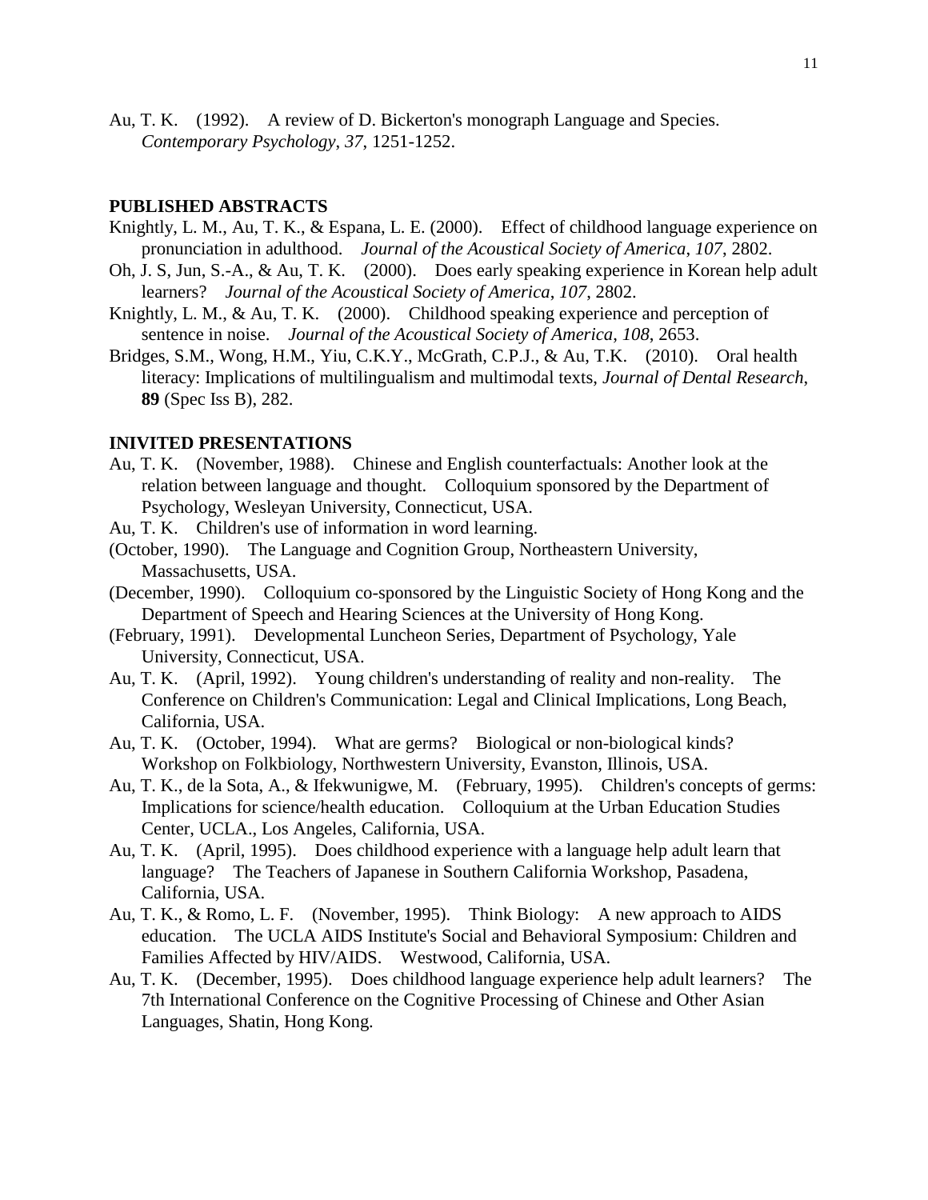Au, T. K. (1992). A review of D. Bickerton's monograph Language and Species. *Contemporary Psychology*, *37*, 1251-1252.

## PUBLISHED ABSTRACTS

Knightly, L. M., Au, T. K., & Espana, L. E. (2000). Effect of childhood language experience on pronunciation in adulthood. *Journal of the Acoustical Society of America*, *107*, 2802.

Oh, J. S, Jun, S.-A., & Au, T. K. (2000). Does early speaking experience in Korean help adult learners? *Journal of the Acoustical Society of America*, *107*, 2802.

Knightly, L. M., & Au, T. K. (2000). Childhood speaking experience and perception of sentence in noise. *Journal of the Acoustical Society of America*, *108*, 2653.

Bridges, S.M., Wong, H.M., Yiu, C.K.Y., McGrath, C.P.J., & Au, T.K. (2010). Oral health literacy: Implications of multilingualism and multimodal texts, *Journal of Dental Research*, **89** (Spec Iss B), 282.

## INIVITED PRESENTATIONS

Au, T. K. (November, 1988). Chinese and English counterfactuals: Another look at the relation between language and thought. Colloquium sponsored by the Department of Psychology, Wesleyan University, Connecticut, USA.

Au, T. K. Children's use of information in word learning.

(October, 1990). The Language and Cognition Group, Northeastern University, Massachusetts, USA.

(December, 1990). Colloquium co-sponsored by the Linguistic Society of Hong Kong and the Department of Speech and Hearing Sciences at the University of Hong Kong.

(February, 1991). Developmental Luncheon Series, Department of Psychology, Yale University, Connecticut, USA.

Au, T. K. (April, 1992). Young children's understanding of reality and non-reality. The Conference on Children's Communication: Legal and Clinical Implications, Long Beach, California, USA.

Au, T. K. (October, 1994). What are germs? Biological or non-biological kinds? Workshop on Folkbiology, Northwestern University, Evanston, Illinois, USA.

Au, T. K., de la Sota, A., & Ifekwunigwe, M. (February, 1995). Children's concepts of germs: Implications for science/health education. Colloquium at the Urban Education Studies Center, UCLA., Los Angeles, California, USA.

Au, T. K. (April, 1995). Does childhood experience with a language help adult learn that language? The Teachers of Japanese in Southern California Workshop, Pasadena, California, USA.

Au, T. K., & Romo, L. F. (November, 1995). Think Biology: A new approach to AIDS education. The UCLA AIDS Institute's Social and Behavioral Symposium: Children and Families Affected by HIV/AIDS. Westwood, California, USA.

Au, T. K. (December, 1995). Does childhood language experience help adult learners? The 7th International Conference on the Cognitive Processing of Chinese and Other Asian Languages, Shatin, Hong Kong.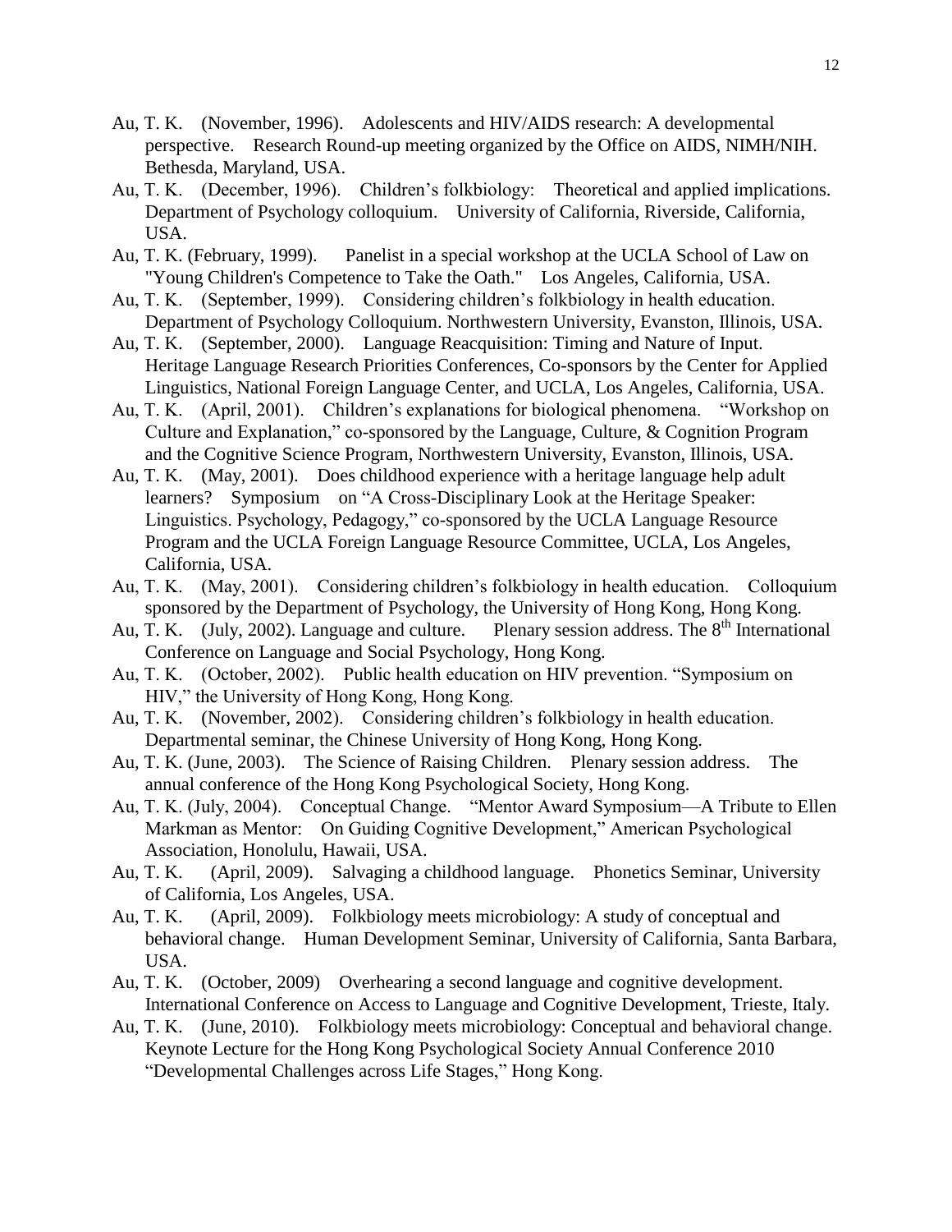Au, T. K. (November, 1996). Adolescents and HIV/AIDS research: A developmental perspective. Research Round-up meeting organized by the Office on AIDS, NIMH/NIH. Bethesda, Maryland, USA.

Au, T. K. (December, 1996). Children's folkbiology: Theoretical and applied implications. Department of Psychology colloquium. University of California, Riverside, California, USA.

Au, T. K. (February, 1999). Panelist in a special workshop at the UCLA School of Law on "Young Children's Competence to Take the Oath." Los Angeles, California, USA.

Au, T. K. (September, 1999). Considering children's folkbiology in health education. Department of Psychology Colloquium. Northwestern University, Evanston, Illinois, USA.

Au, T. K. (September, 2000). Language Reacquisition: Timing and Nature of Input. Heritage Language Research Priorities Conferences, Co-sponsors by the Center for Applied Linguistics, National Foreign Language Center, and UCLA, Los Angeles, California, USA.

Au, T. K. (April, 2001). Children's explanations for biological phenomena. "Workshop on Culture and Explanation," co-sponsored by the Language, Culture, & Cognition Program and the Cognitive Science Program, Northwestern University, Evanston, Illinois, USA.

Au, T. K. (May, 2001). Does childhood experience with a heritage language help adult learners? Symposium on "A Cross-Disciplinary Look at the Heritage Speaker: Linguistics. Psychology, Pedagogy," co-sponsored by the UCLA Language Resource Program and the UCLA Foreign Language Resource Committee, UCLA, Los Angeles, California, USA.

Au, T. K. (May, 2001). Considering children's folkbiology in health education. Colloquium sponsored by the Department of Psychology, the University of Hong Kong, Hong Kong.

Au, T. K. (July, 2002). Language and culture. Plenary session address. The 8th International Conference on Language and Social Psychology, Hong Kong.

Au, T. K. (October, 2002). Public health education on HIV prevention. "Symposium on HIV," the University of Hong Kong, Hong Kong.

Au, T. K. (November, 2002). Considering children's folkbiology in health education. Departmental seminar, the Chinese University of Hong Kong, Hong Kong.

Au, T. K. (June, 2003). The Science of Raising Children. Plenary session address. The annual conference of the Hong Kong Psychological Society, Hong Kong.

Au, T. K. (July, 2004). Conceptual Change. "Mentor Award Symposium—A Tribute to Ellen Markman as Mentor: On Guiding Cognitive Development," American Psychological Association, Honolulu, Hawaii, USA.

Au, T. K. (April, 2009). Salvaging a childhood language. Phonetics Seminar, University of California, Los Angeles, USA.

Au, T. K. (April, 2009). Folkbiology meets microbiology: A study of conceptual and behavioral change. Human Development Seminar, University of California, Santa Barbara, USA.

Au, T. K. (October, 2009) Overhearing a second language and cognitive development. International Conference on Access to Language and Cognitive Development, Trieste, Italy.

Au, T. K. (June, 2010). Folkbiology meets microbiology: Conceptual and behavioral change. Keynote Lecture for the Hong Kong Psychological Society Annual Conference 2010 "Developmental Challenges across Life Stages," Hong Kong.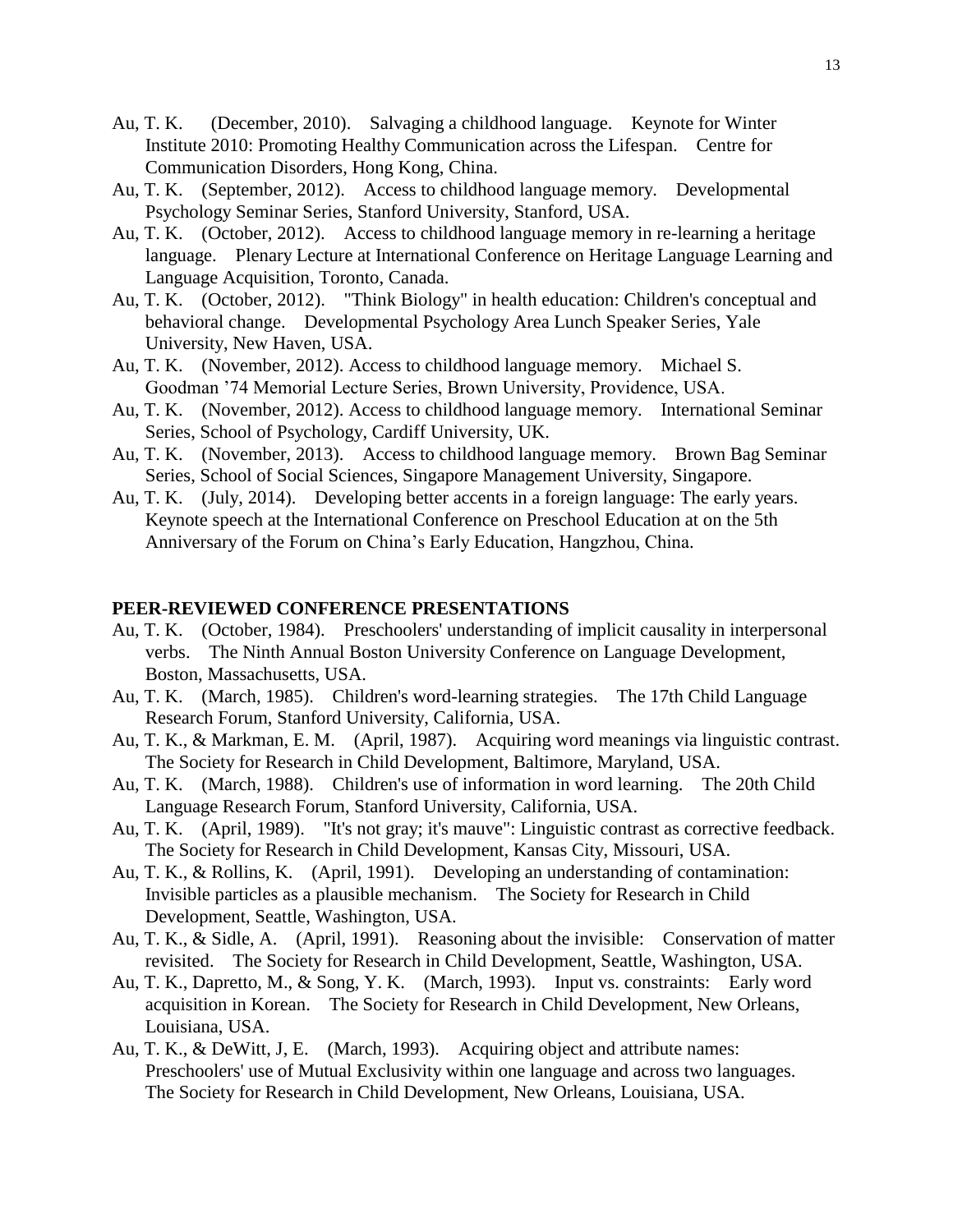Au, T. K. (December, 2010). Salvaging a childhood language. Keynote for Winter Institute 2010: Promoting Healthy Communication across the Lifespan. Centre for Communication Disorders, Hong Kong, China.

Au, T. K. (September, 2012). Access to childhood language memory. Developmental Psychology Seminar Series, Stanford University, Stanford, USA.

Au, T. K. (October, 2012). Access to childhood language memory in re-learning a heritage language. Plenary Lecture at International Conference on Heritage Language Learning and Language Acquisition, Toronto, Canada.

Au, T. K. (October, 2012). "Think Biology" in health education: Children's conceptual and behavioral change. Developmental Psychology Area Lunch Speaker Series, Yale University, New Haven, USA.

Au, T. K. (November, 2012). Access to childhood language memory. Michael S. Goodman '74 Memorial Lecture Series, Brown University, Providence, USA.

Au, T. K. (November, 2012). Access to childhood language memory. International Seminar Series, School of Psychology, Cardiff University, UK.

Au, T. K. (November, 2013). Access to childhood language memory. Brown Bag Seminar Series, School of Social Sciences, Singapore Management University, Singapore.

Au, T. K. (July, 2014). Developing better accents in a foreign language: The early years. Keynote speech at the International Conference on Preschool Education at on the 5th Anniversary of the Forum on China's Early Education, Hangzhou, China.

**PEER-REVIEWED CONFERENCE PRESENTATIONS**

Au, T. K. (October, 1984). Preschoolers' understanding of implicit causality in interpersonal verbs. The Ninth Annual Boston University Conference on Language Development, Boston, Massachusetts, USA.

Au, T. K. (March, 1985). Children's word-learning strategies. The 17th Child Language Research Forum, Stanford University, California, USA.

Au, T. K., & Markman, E. M. (April, 1987). Acquiring word meanings via linguistic contrast. The Society for Research in Child Development, Baltimore, Maryland, USA.

Au, T. K. (March, 1988). Children's use of information in word learning. The 20th Child Language Research Forum, Stanford University, California, USA.

Au, T. K. (April, 1989). "It's not gray; it's mauve": Linguistic contrast as corrective feedback. The Society for Research in Child Development, Kansas City, Missouri, USA.

Au, T. K., & Rollins, K. (April, 1991). Developing an understanding of contamination: Invisible particles as a plausible mechanism. The Society for Research in Child Development, Seattle, Washington, USA.

Au, T. K., & Sidle, A. (April, 1991). Reasoning about the invisible: Conservation of matter revisited. The Society for Research in Child Development, Seattle, Washington, USA.

Au, T. K., Dapretto, M., & Song, Y. K. (March, 1993). Input vs. constraints: Early word acquisition in Korean. The Society for Research in Child Development, New Orleans, Louisiana, USA.

Au, T. K., & DeWitt, J, E. (March, 1993). Acquiring object and attribute names: Preschoolers' use of Mutual Exclusivity within one language and across two languages. The Society for Research in Child Development, New Orleans, Louisiana, USA.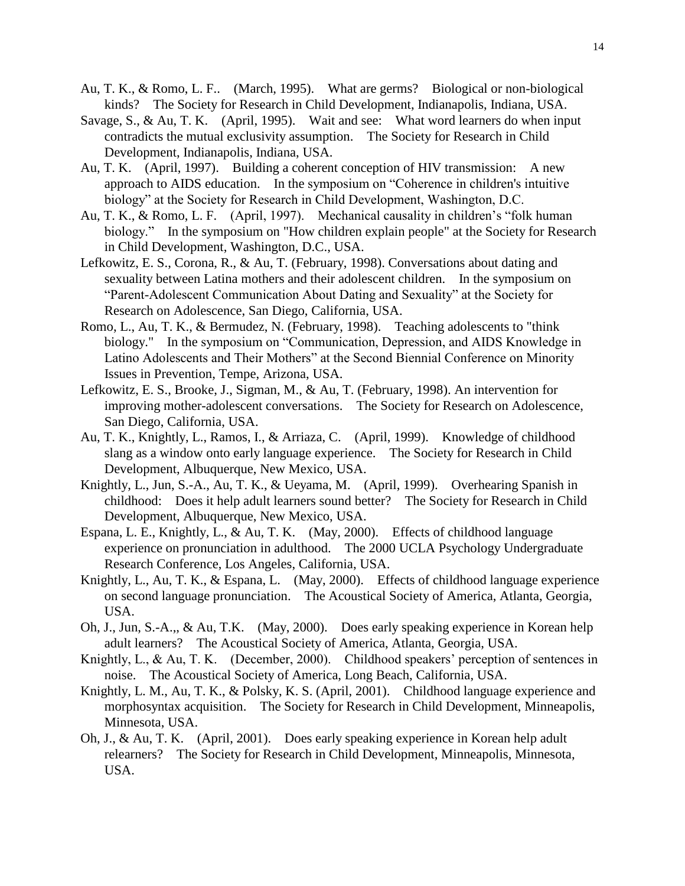Au, T. K., & Romo, L. F.. (March, 1995). What are germs? Biological or non-biological kinds? The Society for Research in Child Development, Indianapolis, Indiana, USA.

Savage, S., & Au, T. K. (April, 1995). Wait and see: What word learners do when input contradicts the mutual exclusivity assumption. The Society for Research in Child Development, Indianapolis, Indiana, USA.

Au, T. K. (April, 1997). Building a coherent conception of HIV transmission: A new approach to AIDS education. In the symposium on "Coherence in children's intuitive biology" at the Society for Research in Child Development, Washington, D.C.

Au, T. K., & Romo, L. F. (April, 1997). Mechanical causality in children's "folk human biology." In the symposium on "How children explain people" at the Society for Research in Child Development, Washington, D.C., USA.

Lefkowitz, E. S., Corona, R., & Au, T. (February, 1998). Conversations about dating and sexuality between Latina mothers and their adolescent children. In the symposium on "Parent-Adolescent Communication About Dating and Sexuality" at the Society for Research on Adolescence, San Diego, California, USA.

Romo, L., Au, T. K., & Bermudez, N. (February, 1998). Teaching adolescents to "think biology." In the symposium on "Communication, Depression, and AIDS Knowledge in Latino Adolescents and Their Mothers" at the Second Biennial Conference on Minority Issues in Prevention, Tempe, Arizona, USA.

Lefkowitz, E. S., Brooke, J., Sigman, M., & Au, T. (February, 1998). An intervention for improving mother-adolescent conversations. The Society for Research on Adolescence, San Diego, California, USA.

Au, T. K., Knightly, L., Ramos, I., & Arriaza, C. (April, 1999). Knowledge of childhood slang as a window onto early language experience. The Society for Research in Child Development, Albuquerque, New Mexico, USA.

Knightly, L., Jun, S.-A., Au, T. K., & Ueyama, M. (April, 1999). Overhearing Spanish in childhood: Does it help adult learners sound better? The Society for Research in Child Development, Albuquerque, New Mexico, USA.

Espana, L. E., Knightly, L., & Au, T. K. (May, 2000). Effects of childhood language experience on pronunciation in adulthood. The 2000 UCLA Psychology Undergraduate Research Conference, Los Angeles, California, USA.

Knightly, L., Au, T. K., & Espana, L. (May, 2000). Effects of childhood language experience on second language pronunciation. The Acoustical Society of America, Atlanta, Georgia, USA.

Oh, J., Jun, S.-A.,, & Au, T.K. (May, 2000). Does early speaking experience in Korean help adult learners? The Acoustical Society of America, Atlanta, Georgia, USA.

Knightly, L., & Au, T. K. (December, 2000). Childhood speakers' perception of sentences in noise. The Acoustical Society of America, Long Beach, California, USA.

Knightly, L. M., Au, T. K., & Polsky, K. S. (April, 2001). Childhood language experience and morphosyntax acquisition. The Society for Research in Child Development, Minneapolis, Minnesota, USA.

Oh, J., & Au, T. K. (April, 2001). Does early speaking experience in Korean help adult relearners? The Society for Research in Child Development, Minneapolis, Minnesota, USA.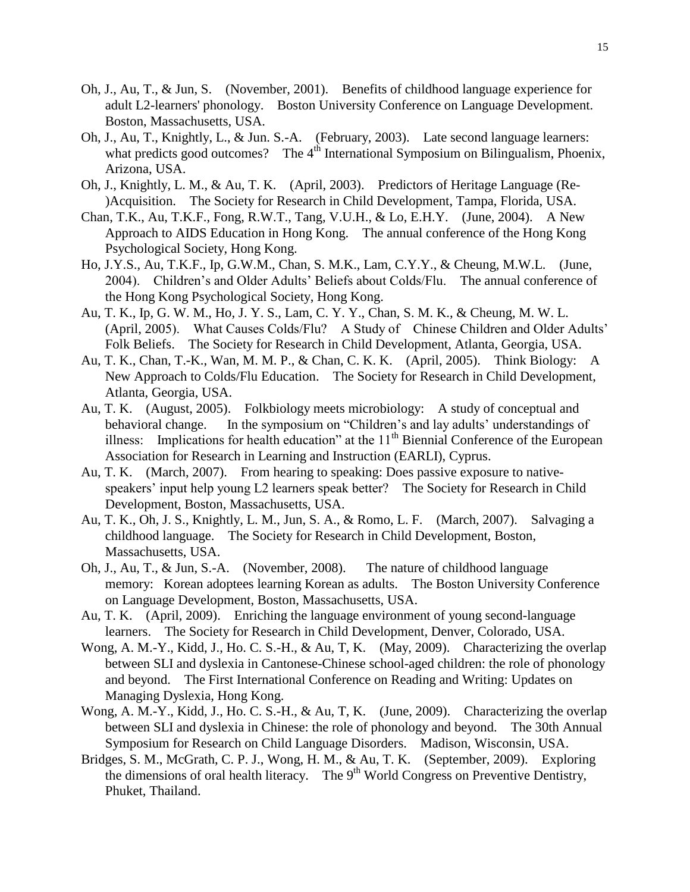Oh, J., Au, T., & Jun, S. (November, 2001). Benefits of childhood language experience for adult L2-learners' phonology. Boston University Conference on Language Development. Boston, Massachusetts, USA.

Oh, J., Au, T., Knightly, L., & Jun. S.-A. (February, 2003). Late second language learners: what predicts good outcomes? The 4th International Symposium on Bilingualism, Phoenix, Arizona, USA.

Oh, J., Knightly, L. M., & Au, T. K. (April, 2003). Predictors of Heritage Language (Re-)Acquisition. The Society for Research in Child Development, Tampa, Florida, USA.

Chan, T.K., Au, T.K.F., Fong, R.W.T., Tang, V.U.H., & Lo, E.H.Y. (June, 2004). A New Approach to AIDS Education in Hong Kong. The annual conference of the Hong Kong Psychological Society, Hong Kong.

Ho, J.Y.S., Au, T.K.F., Ip, G.W.M., Chan, S. M.K., Lam, C.Y.Y., & Cheung, M.W.L. (June, 2004). Children's and Older Adults' Beliefs about Colds/Flu. The annual conference of the Hong Kong Psychological Society, Hong Kong.

Au, T. K., Ip, G. W. M., Ho, J. Y. S., Lam, C. Y. Y., Chan, S. M. K., & Cheung, M. W. L. (April, 2005). What Causes Colds/Flu? A Study of Chinese Children and Older Adults' Folk Beliefs. The Society for Research in Child Development, Atlanta, Georgia, USA.

Au, T. K., Chan, T.-K., Wan, M. M. P., & Chan, C. K. K. (April, 2005). Think Biology: A New Approach to Colds/Flu Education. The Society for Research in Child Development, Atlanta, Georgia, USA.

Au, T. K. (August, 2005). Folkbiology meets microbiology: A study of conceptual and behavioral change. In the symposium on "Children's and lay adults' understandings of illness: Implications for health education" at the 11th Biennial Conference of the European Association for Research in Learning and Instruction (EARLI), Cyprus.

Au, T. K. (March, 2007). From hearing to speaking: Does passive exposure to native-speakers' input help young L2 learners speak better? The Society for Research in Child Development, Boston, Massachusetts, USA.

Au, T. K., Oh, J. S., Knightly, L. M., Jun, S. A., & Romo, L. F. (March, 2007). Salvaging a childhood language. The Society for Research in Child Development, Boston, Massachusetts, USA.

Oh, J., Au, T., & Jun, S.-A. (November, 2008). The nature of childhood language memory: Korean adoptees learning Korean as adults. The Boston University Conference on Language Development, Boston, Massachusetts, USA.

Au, T. K. (April, 2009). Enriching the language environment of young second-language learners. The Society for Research in Child Development, Denver, Colorado, USA.

Wong, A. M.-Y., Kidd, J., Ho. C. S.-H., & Au, T, K. (May, 2009). Characterizing the overlap between SLI and dyslexia in Cantonese-Chinese school-aged children: the role of phonology and beyond. The First International Conference on Reading and Writing: Updates on Managing Dyslexia, Hong Kong.

Wong, A. M.-Y., Kidd, J., Ho. C. S.-H., & Au, T, K. (June, 2009). Characterizing the overlap between SLI and dyslexia in Chinese: the role of phonology and beyond. The 30th Annual Symposium for Research on Child Language Disorders. Madison, Wisconsin, USA.

Bridges, S. M., McGrath, C. P. J., Wong, H. M., & Au, T. K. (September, 2009). Exploring the dimensions of oral health literacy. The 9th World Congress on Preventive Dentistry, Phuket, Thailand.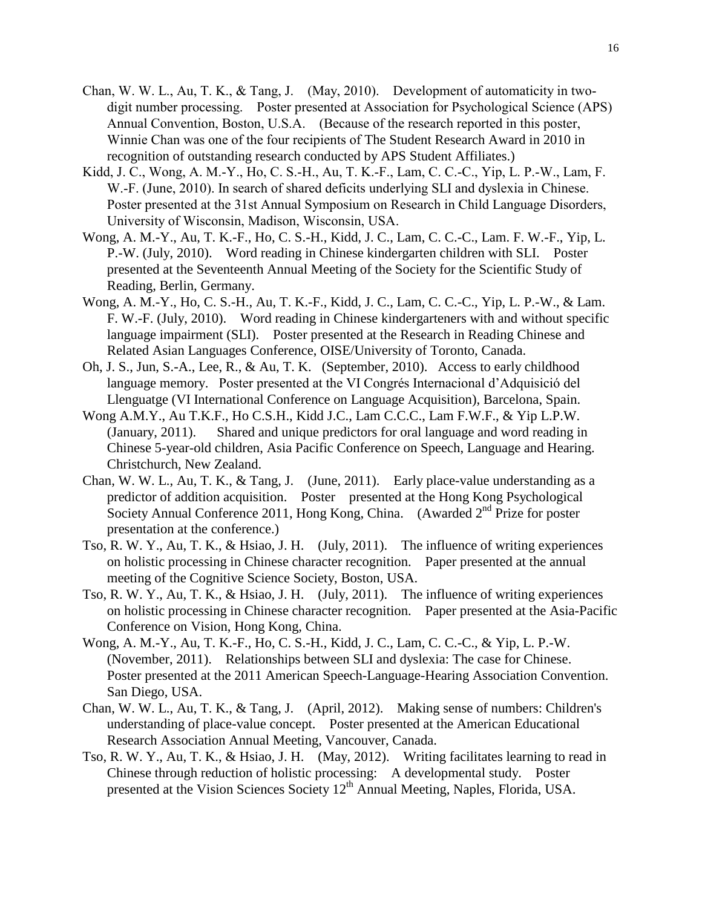Chan, W. W. L., Au, T. K., & Tang, J. (May, 2010). Development of automaticity in two-digit number processing. Poster presented at Association for Psychological Science (APS) Annual Convention, Boston, U.S.A. (Because of the research reported in this poster, Winnie Chan was one of the four recipients of The Student Research Award in 2010 in recognition of outstanding research conducted by APS Student Affiliates.)

Kidd, J. C., Wong, A. M.-Y., Ho, C. S.-H., Au, T. K.-F., Lam, C. C.-C., Yip, L. P.-W., Lam, F. W.-F. (June, 2010). In search of shared deficits underlying SLI and dyslexia in Chinese. Poster presented at the 31st Annual Symposium on Research in Child Language Disorders, University of Wisconsin, Madison, Wisconsin, USA.

Wong, A. M.-Y., Au, T. K.-F., Ho, C. S.-H., Kidd, J. C., Lam, C. C.-C., Lam. F. W.-F., Yip, L. P.-W. (July, 2010). Word reading in Chinese kindergarten children with SLI. Poster presented at the Seventeenth Annual Meeting of the Society for the Scientific Study of Reading, Berlin, Germany.

Wong, A. M.-Y., Ho, C. S.-H., Au, T. K.-F., Kidd, J. C., Lam, C. C.-C., Yip, L. P.-W., & Lam. F. W.-F. (July, 2010). Word reading in Chinese kindergarteners with and without specific language impairment (SLI). Poster presented at the Research in Reading Chinese and Related Asian Languages Conference, OISE/University of Toronto, Canada.

Oh, J. S., Jun, S.-A., Lee, R., & Au, T. K. (September, 2010). Access to early childhood language memory. Poster presented at the VI Congrés Internacional d'Adquisició del Llenguatge (VI International Conference on Language Acquisition), Barcelona, Spain.

Wong A.M.Y., Au T.K.F., Ho C.S.H., Kidd J.C., Lam C.C.C., Lam F.W.F., & Yip L.P.W. (January, 2011). Shared and unique predictors for oral language and word reading in Chinese 5-year-old children, Asia Pacific Conference on Speech, Language and Hearing. Christchurch, New Zealand.

Chan, W. W. L., Au, T. K., & Tang, J. (June, 2011). Early place-value understanding as a predictor of addition acquisition. Poster presented at the Hong Kong Psychological Society Annual Conference 2011, Hong Kong, China. (Awarded 2nd Prize for poster presentation at the conference.)

Tso, R. W. Y., Au, T. K., & Hsiao, J. H. (July, 2011). The influence of writing experiences on holistic processing in Chinese character recognition. Paper presented at the annual meeting of the Cognitive Science Society, Boston, USA.

Tso, R. W. Y., Au, T. K., & Hsiao, J. H. (July, 2011). The influence of writing experiences on holistic processing in Chinese character recognition. Paper presented at the Asia-Pacific Conference on Vision, Hong Kong, China.

Wong, A. M.-Y., Au, T. K.-F., Ho, C. S.-H., Kidd, J. C., Lam, C. C.-C., & Yip, L. P.-W. (November, 2011). Relationships between SLI and dyslexia: The case for Chinese. Poster presented at the 2011 American Speech-Language-Hearing Association Convention. San Diego, USA.

Chan, W. W. L., Au, T. K., & Tang, J. (April, 2012). Making sense of numbers: Children's understanding of place-value concept. Poster presented at the American Educational Research Association Annual Meeting, Vancouver, Canada.

Tso, R. W. Y., Au, T. K., & Hsiao, J. H. (May, 2012). Writing facilitates learning to read in Chinese through reduction of holistic processing: A developmental study. Poster presented at the Vision Sciences Society 12th Annual Meeting, Naples, Florida, USA.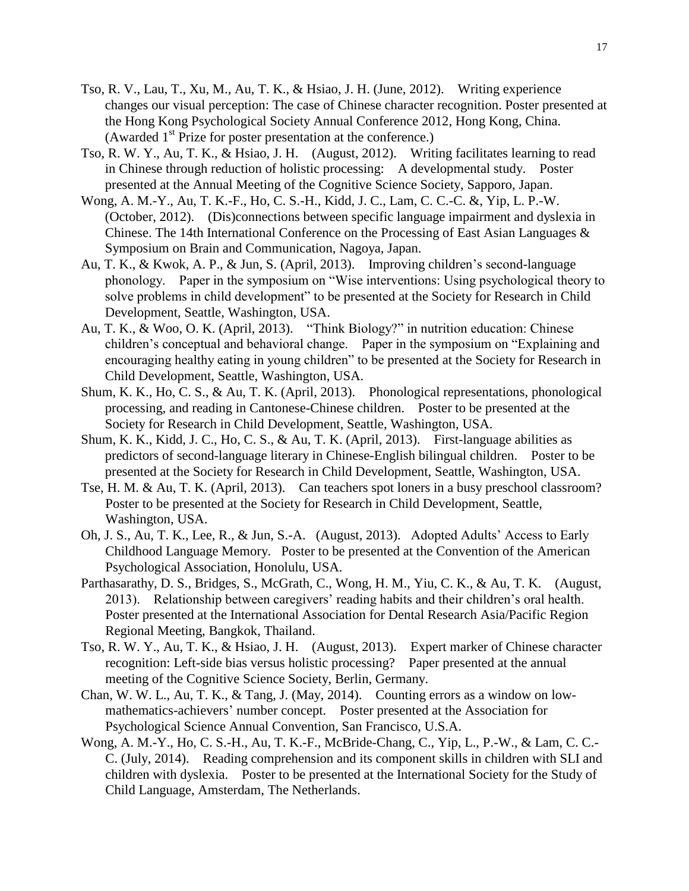Tso, R. V., Lau, T., Xu, M., Au, T. K., & Hsiao, J. H. (June, 2012). Writing experience changes our visual perception: The case of Chinese character recognition. Poster presented at the Hong Kong Psychological Society Annual Conference 2012, Hong Kong, China. (Awarded 1st Prize for poster presentation at the conference.)

Tso, R. W. Y., Au, T. K., & Hsiao, J. H. (August, 2012). Writing facilitates learning to read in Chinese through reduction of holistic processing: A developmental study. Poster presented at the Annual Meeting of the Cognitive Science Society, Sapporo, Japan.

Wong, A. M.-Y., Au, T. K.-F., Ho, C. S.-H., Kidd, J. C., Lam, C. C.-C. &, Yip, L. P.-W. (October, 2012). (Dis)connections between specific language impairment and dyslexia in Chinese. The 14th International Conference on the Processing of East Asian Languages & Symposium on Brain and Communication, Nagoya, Japan.

Au, T. K., & Kwok, A. P., & Jun, S. (April, 2013). Improving children's second-language phonology. Paper in the symposium on "Wise interventions: Using psychological theory to solve problems in child development" to be presented at the Society for Research in Child Development, Seattle, Washington, USA.

Au, T. K., & Woo, O. K. (April, 2013). "Think Biology?" in nutrition education: Chinese children's conceptual and behavioral change. Paper in the symposium on "Explaining and encouraging healthy eating in young children" to be presented at the Society for Research in Child Development, Seattle, Washington, USA.

Shum, K. K., Ho, C. S., & Au, T. K. (April, 2013). Phonological representations, phonological processing, and reading in Cantonese-Chinese children. Poster to be presented at the Society for Research in Child Development, Seattle, Washington, USA.

Shum, K. K., Kidd, J. C., Ho, C. S., & Au, T. K. (April, 2013). First-language abilities as predictors of second-language literary in Chinese-English bilingual children. Poster to be presented at the Society for Research in Child Development, Seattle, Washington, USA.

Tse, H. M. & Au, T. K. (April, 2013). Can teachers spot loners in a busy preschool classroom? Poster to be presented at the Society for Research in Child Development, Seattle, Washington, USA.

Oh, J. S., Au, T. K., Lee, R., & Jun, S.-A. (August, 2013). Adopted Adults' Access to Early Childhood Language Memory. Poster to be presented at the Convention of the American Psychological Association, Honolulu, USA.

Parthasarathy, D. S., Bridges, S., McGrath, C., Wong, H. M., Yiu, C. K., & Au, T. K. (August, 2013). Relationship between caregivers' reading habits and their children's oral health. Poster presented at the International Association for Dental Research Asia/Pacific Region Regional Meeting, Bangkok, Thailand.

Tso, R. W. Y., Au, T. K., & Hsiao, J. H. (August, 2013). Expert marker of Chinese character recognition: Left-side bias versus holistic processing? Paper presented at the annual meeting of the Cognitive Science Society, Berlin, Germany.

Chan, W. W. L., Au, T. K., & Tang, J. (May, 2014). Counting errors as a window on low-mathematics-achievers' number concept. Poster presented at the Association for Psychological Science Annual Convention, San Francisco, U.S.A.

Wong, A. M.-Y., Ho, C. S.-H., Au, T. K.-F., McBride-Chang, C., Yip, L., P.-W., & Lam, C. C.-C. (July, 2014). Reading comprehension and its component skills in children with SLI and children with dyslexia. Poster to be presented at the International Society for the Study of Child Language, Amsterdam, The Netherlands.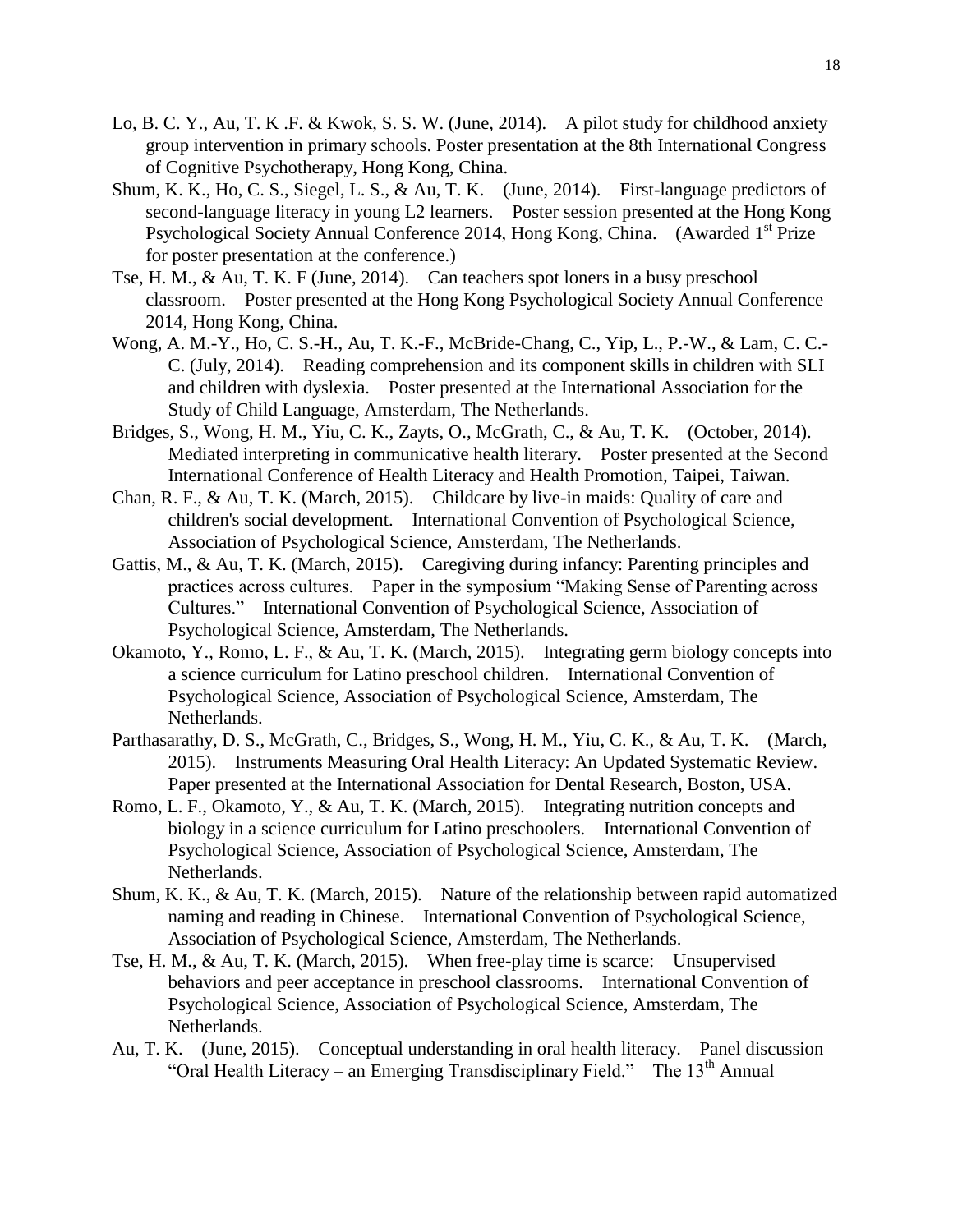Lo, B. C. Y., Au, T. K .F. & Kwok, S. S. W. (June, 2014). A pilot study for childhood anxiety group intervention in primary schools. Poster presentation at the 8th International Congress of Cognitive Psychotherapy, Hong Kong, China.

Shum, K. K., Ho, C. S., Siegel, L. S., & Au, T. K. (June, 2014). First-language predictors of second-language literacy in young L2 learners. Poster session presented at the Hong Kong Psychological Society Annual Conference 2014, Hong Kong, China. (Awarded 1st Prize for poster presentation at the conference.)

Tse, H. M., & Au, T. K. F (June, 2014). Can teachers spot loners in a busy preschool classroom. Poster presented at the Hong Kong Psychological Society Annual Conference 2014, Hong Kong, China.

Wong, A. M.-Y., Ho, C. S.-H., Au, T. K.-F., McBride-Chang, C., Yip, L., P.-W., & Lam, C. C.-C. (July, 2014). Reading comprehension and its component skills in children with SLI and children with dyslexia. Poster presented at the International Association for the Study of Child Language, Amsterdam, The Netherlands.

Bridges, S., Wong, H. M., Yiu, C. K., Zayts, O., McGrath, C., & Au, T. K. (October, 2014). Mediated interpreting in communicative health literary. Poster presented at the Second International Conference of Health Literacy and Health Promotion, Taipei, Taiwan.

Chan, R. F., & Au, T. K. (March, 2015). Childcare by live-in maids: Quality of care and children's social development. International Convention of Psychological Science, Association of Psychological Science, Amsterdam, The Netherlands.

Gattis, M., & Au, T. K. (March, 2015). Caregiving during infancy: Parenting principles and practices across cultures. Paper in the symposium "Making Sense of Parenting across Cultures." International Convention of Psychological Science, Association of Psychological Science, Amsterdam, The Netherlands.

Okamoto, Y., Romo, L. F., & Au, T. K. (March, 2015). Integrating germ biology concepts into a science curriculum for Latino preschool children. International Convention of Psychological Science, Association of Psychological Science, Amsterdam, The Netherlands.

Parthasarathy, D. S., McGrath, C., Bridges, S., Wong, H. M., Yiu, C. K., & Au, T. K. (March, 2015). Instruments Measuring Oral Health Literacy: An Updated Systematic Review. Paper presented at the International Association for Dental Research, Boston, USA.

Romo, L. F., Okamoto, Y., & Au, T. K. (March, 2015). Integrating nutrition concepts and biology in a science curriculum for Latino preschoolers. International Convention of Psychological Science, Association of Psychological Science, Amsterdam, The Netherlands.

Shum, K. K., & Au, T. K. (March, 2015). Nature of the relationship between rapid automatized naming and reading in Chinese. International Convention of Psychological Science, Association of Psychological Science, Amsterdam, The Netherlands.

Tse, H. M., & Au, T. K. (March, 2015). When free-play time is scarce: Unsupervised behaviors and peer acceptance in preschool classrooms. International Convention of Psychological Science, Association of Psychological Science, Amsterdam, The Netherlands.

Au, T. K. (June, 2015). Conceptual understanding in oral health literacy. Panel discussion "Oral Health Literacy – an Emerging Transdisciplinary Field." The 13th Annual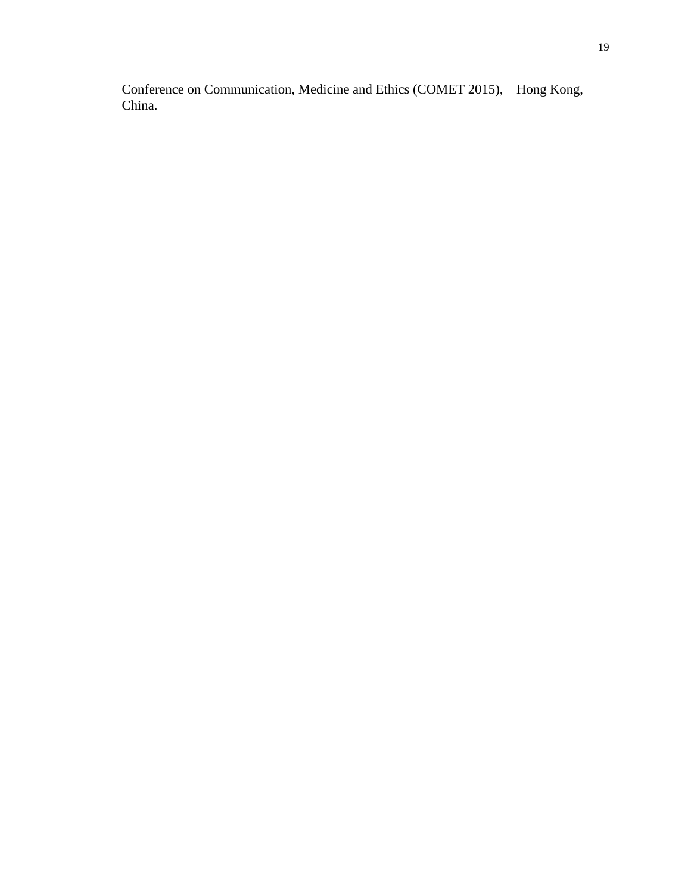Conference on Communication, Medicine and Ethics (COMET 2015), Hong Kong, China.